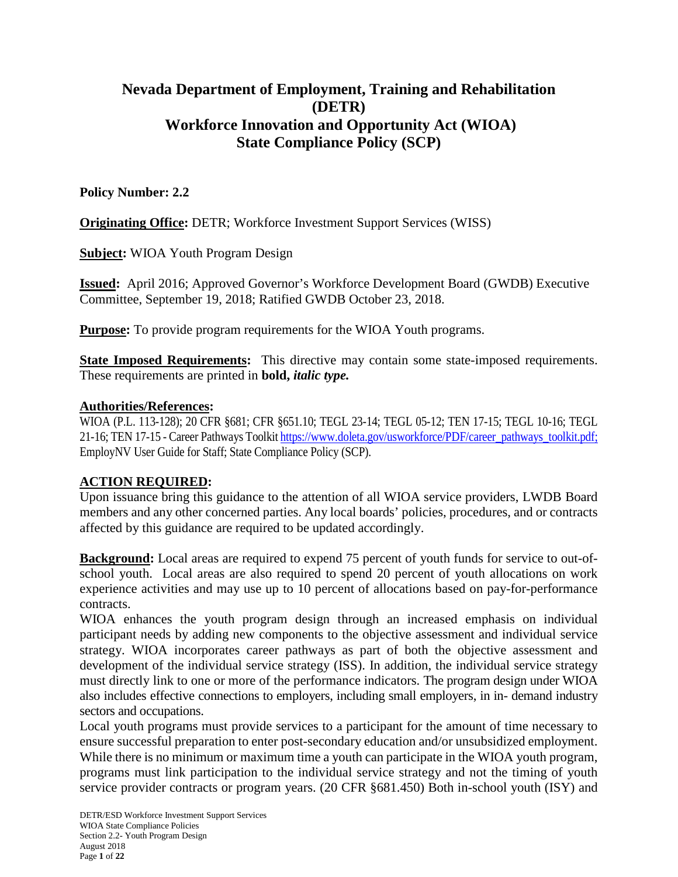# Nevada Department of Employment, Training and Rehabilitation (DETR)
# Workforce Innovation and Opportunity Act (WIOA)
# State Compliance Policy (SCP)

**Policy Number: 2.2**

**Originating Office:** DETR; Workforce Investment Support Services (WISS)

**Subject:** WIOA Youth Program Design

**Issued:** April 2016; Approved Governor's Workforce Development Board (GWDB) Executive Committee, September 19, 2018; Ratified GWDB October 23, 2018.

**Purpose:** To provide program requirements for the WIOA Youth programs.

**State Imposed Requirements:** This directive may contain some state-imposed requirements. These requirements are printed in **bold, *italic type.***

**Authorities/References:**
WIOA (P.L. 113-128); 20 CFR §681; CFR §651.10; TEGL 23-14; TEGL 05-12; TEN 17-15; TEGL 10-16; TEGL 21-16; TEN 17-15 - Career Pathways Toolkit https://www.doleta.gov/usworkforce/PDF/career_pathways_toolkit.pdf; EmployNV User Guide for Staff; State Compliance Policy (SCP).

**ACTION REQUIRED:**
Upon issuance bring this guidance to the attention of all WIOA service providers, LWDB Board members and any other concerned parties. Any local boards' policies, procedures, and or contracts affected by this guidance are required to be updated accordingly.

**Background:** Local areas are required to expend 75 percent of youth funds for service to out-of-school youth. Local areas are also required to spend 20 percent of youth allocations on work experience activities and may use up to 10 percent of allocations based on pay-for-performance contracts.

WIOA enhances the youth program design through an increased emphasis on individual participant needs by adding new components to the objective assessment and individual service strategy. WIOA incorporates career pathways as part of both the objective assessment and development of the individual service strategy (ISS). In addition, the individual service strategy must directly link to one or more of the performance indicators. The program design under WIOA also includes effective connections to employers, including small employers, in in- demand industry sectors and occupations.

Local youth programs must provide services to a participant for the amount of time necessary to ensure successful preparation to enter post-secondary education and/or unsubsidized employment. While there is no minimum or maximum time a youth can participate in the WIOA youth program, programs must link participation to the individual service strategy and not the timing of youth service provider contracts or program years. (20 CFR §681.450) Both in-school youth (ISY) and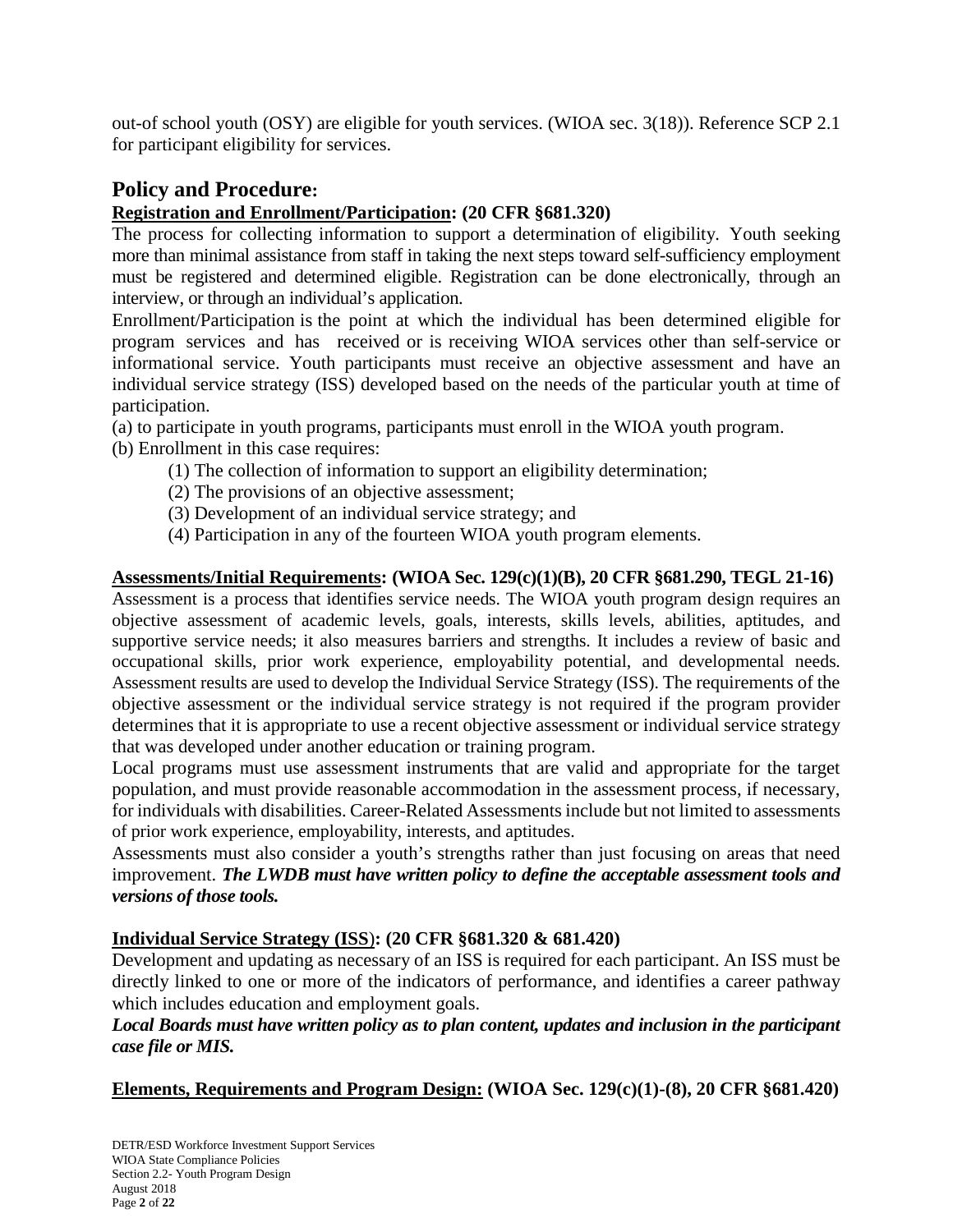out-of school youth (OSY) are eligible for youth services. (WIOA sec. 3(18)). Reference SCP 2.1 for participant eligibility for services.

## Policy and Procedure:

**Registration and Enrollment/Participation: (20 CFR §681.320)**

The process for collecting information to support a determination of eligibility. Youth seeking more than minimal assistance from staff in taking the next steps toward self-sufficiency employment must be registered and determined eligible. Registration can be done electronically, through an interview, or through an individual's application.

Enrollment/Participation is the point at which the individual has been determined eligible for program services and has received or is receiving WIOA services other than self-service or informational service. Youth participants must receive an objective assessment and have an individual service strategy (ISS) developed based on the needs of the particular youth at time of participation.

(a) to participate in youth programs, participants must enroll in the WIOA youth program.

(b) Enrollment in this case requires:

- (1) The collection of information to support an eligibility determination;
- (2) The provisions of an objective assessment;
- (3) Development of an individual service strategy; and
- (4) Participation in any of the fourteen WIOA youth program elements.

**Assessments/Initial Requirements: (WIOA Sec. 129(c)(1)(B), 20 CFR §681.290, TEGL 21-16)**

Assessment is a process that identifies service needs. The WIOA youth program design requires an objective assessment of academic levels, goals, interests, skills levels, abilities, aptitudes, and supportive service needs; it also measures barriers and strengths. It includes a review of basic and occupational skills, prior work experience, employability potential, and developmental needs. Assessment results are used to develop the Individual Service Strategy (ISS). The requirements of the objective assessment or the individual service strategy is not required if the program provider determines that it is appropriate to use a recent objective assessment or individual service strategy that was developed under another education or training program.

Local programs must use assessment instruments that are valid and appropriate for the target population, and must provide reasonable accommodation in the assessment process, if necessary, for individuals with disabilities. Career-Related Assessments include but not limited to assessments of prior work experience, employability, interests, and aptitudes.

Assessments must also consider a youth's strengths rather than just focusing on areas that need improvement. ***The LWDB must have written policy to define the acceptable assessment tools and versions of those tools.***

**Individual Service Strategy (ISS): (20 CFR §681.320 & 681.420)**

Development and updating as necessary of an ISS is required for each participant. An ISS must be directly linked to one or more of the indicators of performance, and identifies a career pathway which includes education and employment goals.

***Local Boards must have written policy as to plan content, updates and inclusion in the participant case file or MIS.***

**Elements, Requirements and Program Design: (WIOA Sec. 129(c)(1)-(8), 20 CFR §681.420)**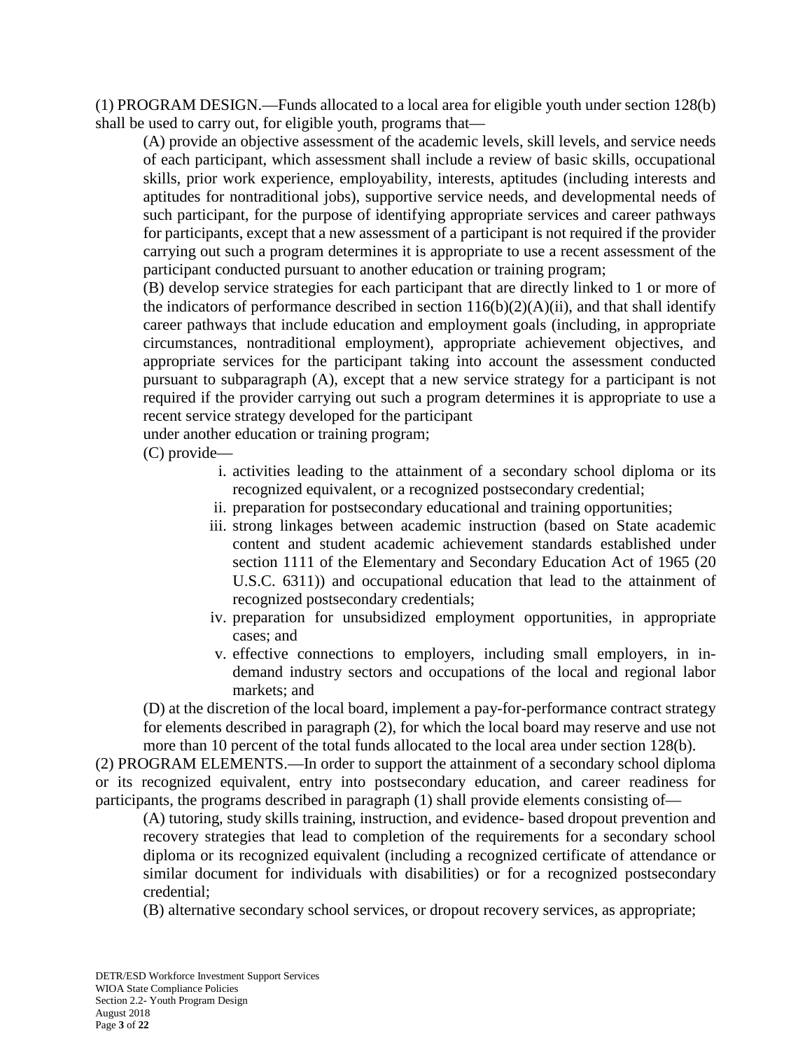(1) PROGRAM DESIGN.—Funds allocated to a local area for eligible youth under section 128(b) shall be used to carry out, for eligible youth, programs that—

(A) provide an objective assessment of the academic levels, skill levels, and service needs of each participant, which assessment shall include a review of basic skills, occupational skills, prior work experience, employability, interests, aptitudes (including interests and aptitudes for nontraditional jobs), supportive service needs, and developmental needs of such participant, for the purpose of identifying appropriate services and career pathways for participants, except that a new assessment of a participant is not required if the provider carrying out such a program determines it is appropriate to use a recent assessment of the participant conducted pursuant to another education or training program;

(B) develop service strategies for each participant that are directly linked to 1 or more of the indicators of performance described in section 116(b)(2)(A)(ii), and that shall identify career pathways that include education and employment goals (including, in appropriate circumstances, nontraditional employment), appropriate achievement objectives, and appropriate services for the participant taking into account the assessment conducted pursuant to subparagraph (A), except that a new service strategy for a participant is not required if the provider carrying out such a program determines it is appropriate to use a recent service strategy developed for the participant under another education or training program;

(C) provide—

i. activities leading to the attainment of a secondary school diploma or its recognized equivalent, or a recognized postsecondary credential;
ii. preparation for postsecondary educational and training opportunities;
iii. strong linkages between academic instruction (based on State academic content and student academic achievement standards established under section 1111 of the Elementary and Secondary Education Act of 1965 (20 U.S.C. 6311)) and occupational education that lead to the attainment of recognized postsecondary credentials;
iv. preparation for unsubsidized employment opportunities, in appropriate cases; and
v. effective connections to employers, including small employers, in in-demand industry sectors and occupations of the local and regional labor markets; and

(D) at the discretion of the local board, implement a pay-for-performance contract strategy for elements described in paragraph (2), for which the local board may reserve and use not more than 10 percent of the total funds allocated to the local area under section 128(b).

(2) PROGRAM ELEMENTS.—In order to support the attainment of a secondary school diploma or its recognized equivalent, entry into postsecondary education, and career readiness for participants, the programs described in paragraph (1) shall provide elements consisting of—

(A) tutoring, study skills training, instruction, and evidence- based dropout prevention and recovery strategies that lead to completion of the requirements for a secondary school diploma or its recognized equivalent (including a recognized certificate of attendance or similar document for individuals with disabilities) or for a recognized postsecondary credential;

(B) alternative secondary school services, or dropout recovery services, as appropriate;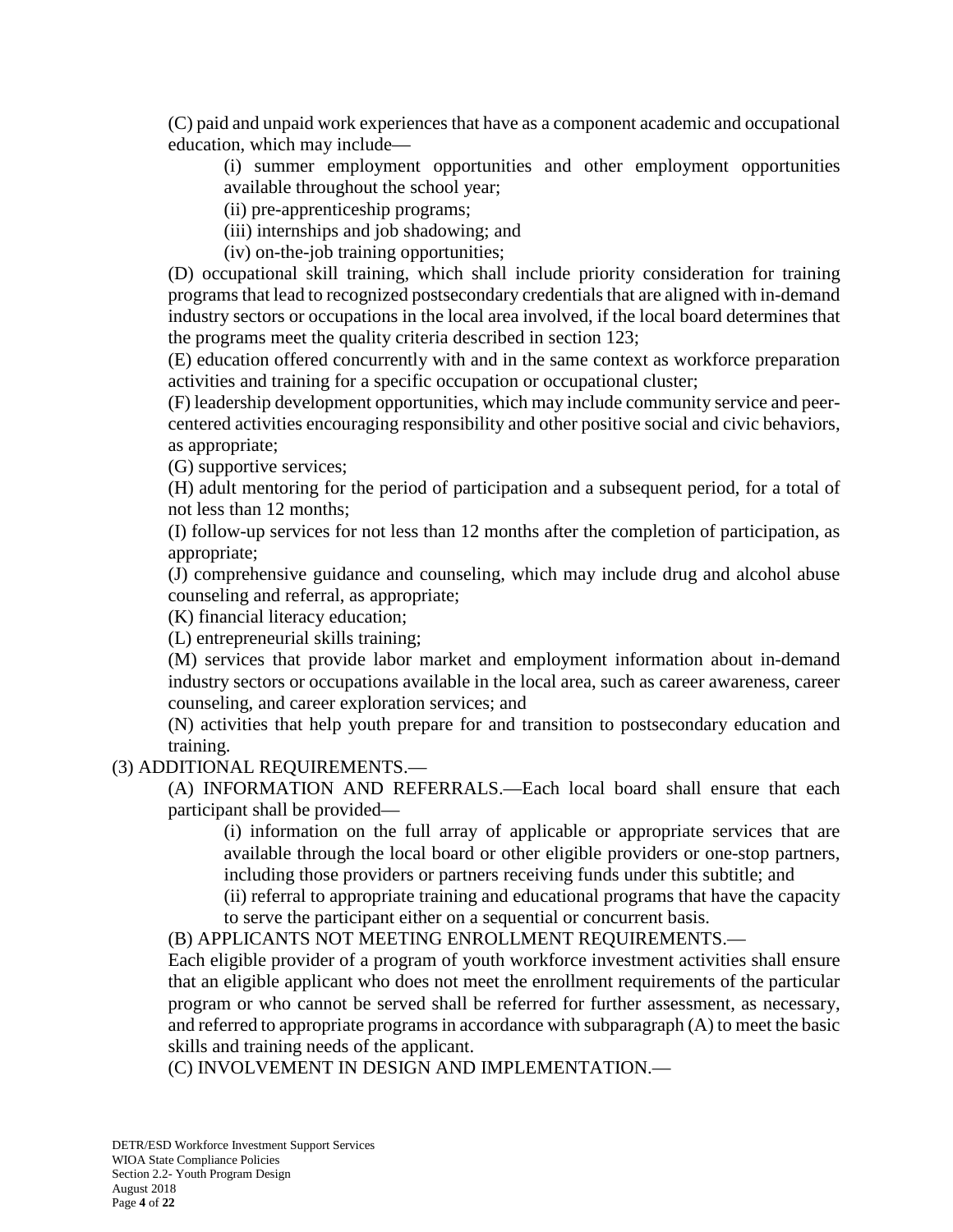(C) paid and unpaid work experiences that have as a component academic and occupational education, which may include—

(i) summer employment opportunities and other employment opportunities available throughout the school year;

(ii) pre-apprenticeship programs;

(iii) internships and job shadowing; and

(iv) on-the-job training opportunities;

(D) occupational skill training, which shall include priority consideration for training programs that lead to recognized postsecondary credentials that are aligned with in-demand industry sectors or occupations in the local area involved, if the local board determines that the programs meet the quality criteria described in section 123;

(E) education offered concurrently with and in the same context as workforce preparation activities and training for a specific occupation or occupational cluster;

(F) leadership development opportunities, which may include community service and peer-centered activities encouraging responsibility and other positive social and civic behaviors, as appropriate;

(G) supportive services;

(H) adult mentoring for the period of participation and a subsequent period, for a total of not less than 12 months;

(I) follow-up services for not less than 12 months after the completion of participation, as appropriate;

(J) comprehensive guidance and counseling, which may include drug and alcohol abuse counseling and referral, as appropriate;

(K) financial literacy education;

(L) entrepreneurial skills training;

(M) services that provide labor market and employment information about in-demand industry sectors or occupations available in the local area, such as career awareness, career counseling, and career exploration services; and

(N) activities that help youth prepare for and transition to postsecondary education and training.

(3) ADDITIONAL REQUIREMENTS.—

(A) INFORMATION AND REFERRALS.—Each local board shall ensure that each participant shall be provided—

(i) information on the full array of applicable or appropriate services that are available through the local board or other eligible providers or one-stop partners, including those providers or partners receiving funds under this subtitle; and

(ii) referral to appropriate training and educational programs that have the capacity to serve the participant either on a sequential or concurrent basis.

(B) APPLICANTS NOT MEETING ENROLLMENT REQUIREMENTS.—

Each eligible provider of a program of youth workforce investment activities shall ensure that an eligible applicant who does not meet the enrollment requirements of the particular program or who cannot be served shall be referred for further assessment, as necessary, and referred to appropriate programs in accordance with subparagraph (A) to meet the basic skills and training needs of the applicant.

(C) INVOLVEMENT IN DESIGN AND IMPLEMENTATION.—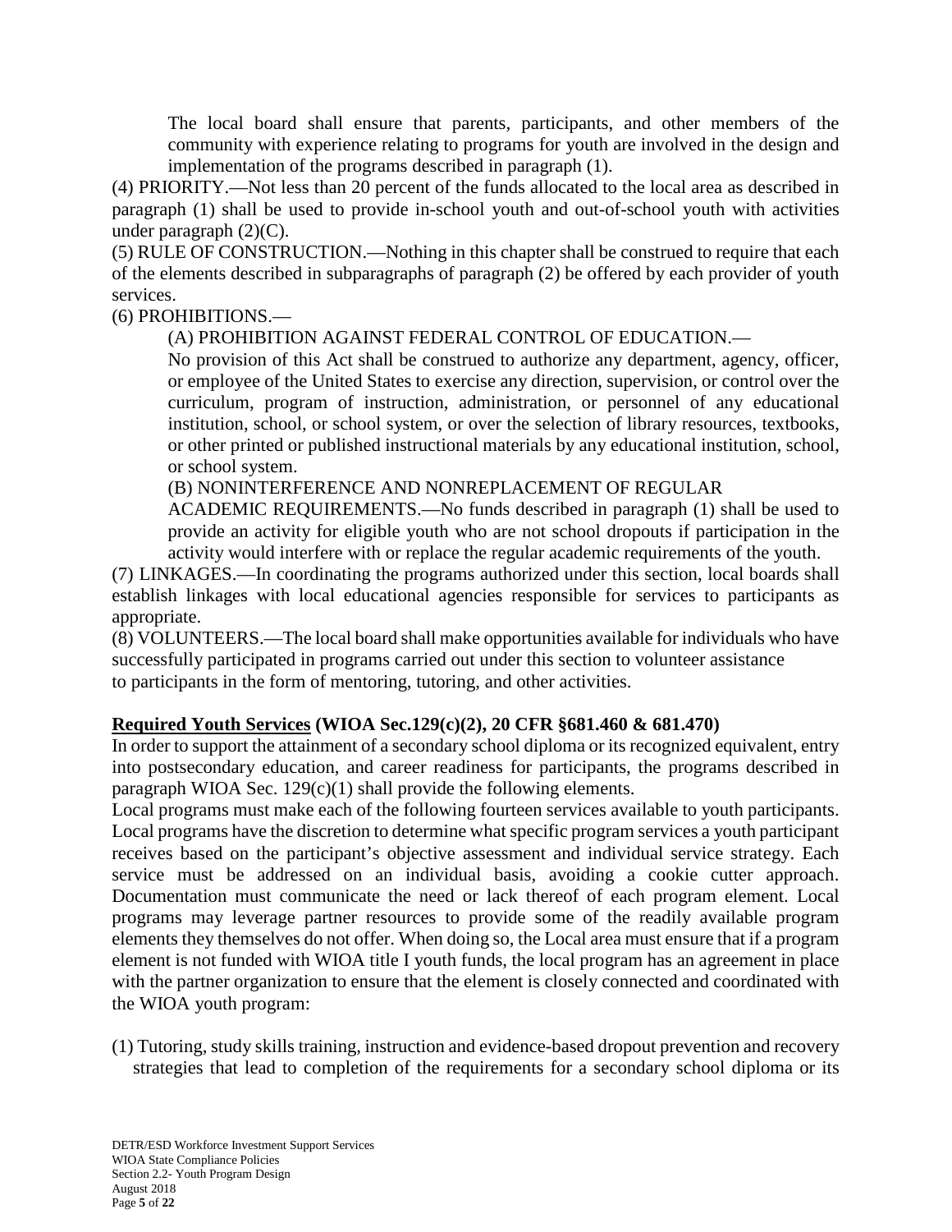The local board shall ensure that parents, participants, and other members of the community with experience relating to programs for youth are involved in the design and implementation of the programs described in paragraph (1).

(4) PRIORITY.—Not less than 20 percent of the funds allocated to the local area as described in paragraph (1) shall be used to provide in-school youth and out-of-school youth with activities under paragraph (2)(C).

(5) RULE OF CONSTRUCTION.—Nothing in this chapter shall be construed to require that each of the elements described in subparagraphs of paragraph (2) be offered by each provider of youth services.

(6) PROHIBITIONS.—

(A) PROHIBITION AGAINST FEDERAL CONTROL OF EDUCATION.—

No provision of this Act shall be construed to authorize any department, agency, officer, or employee of the United States to exercise any direction, supervision, or control over the curriculum, program of instruction, administration, or personnel of any educational institution, school, or school system, or over the selection of library resources, textbooks, or other printed or published instructional materials by any educational institution, school, or school system.

(B) NONINTERFERENCE AND NONREPLACEMENT OF REGULAR ACADEMIC REQUIREMENTS.—No funds described in paragraph (1) shall be used to provide an activity for eligible youth who are not school dropouts if participation in the activity would interfere with or replace the regular academic requirements of the youth.

(7) LINKAGES.—In coordinating the programs authorized under this section, local boards shall establish linkages with local educational agencies responsible for services to participants as appropriate.

(8) VOLUNTEERS.—The local board shall make opportunities available for individuals who have successfully participated in programs carried out under this section to volunteer assistance to participants in the form of mentoring, tutoring, and other activities.

**<u>Required Youth Services</u> (WIOA Sec.129(c)(2), 20 CFR §681.460 & 681.470)**

In order to support the attainment of a secondary school diploma or its recognized equivalent, entry into postsecondary education, and career readiness for participants, the programs described in paragraph WIOA Sec. 129(c)(1) shall provide the following elements.

Local programs must make each of the following fourteen services available to youth participants. Local programs have the discretion to determine what specific program services a youth participant receives based on the participant's objective assessment and individual service strategy. Each service must be addressed on an individual basis, avoiding a cookie cutter approach. Documentation must communicate the need or lack thereof of each program element. Local programs may leverage partner resources to provide some of the readily available program elements they themselves do not offer. When doing so, the Local area must ensure that if a program element is not funded with WIOA title I youth funds, the local program has an agreement in place with the partner organization to ensure that the element is closely connected and coordinated with the WIOA youth program:

(1) Tutoring, study skills training, instruction and evidence-based dropout prevention and recovery strategies that lead to completion of the requirements for a secondary school diploma or its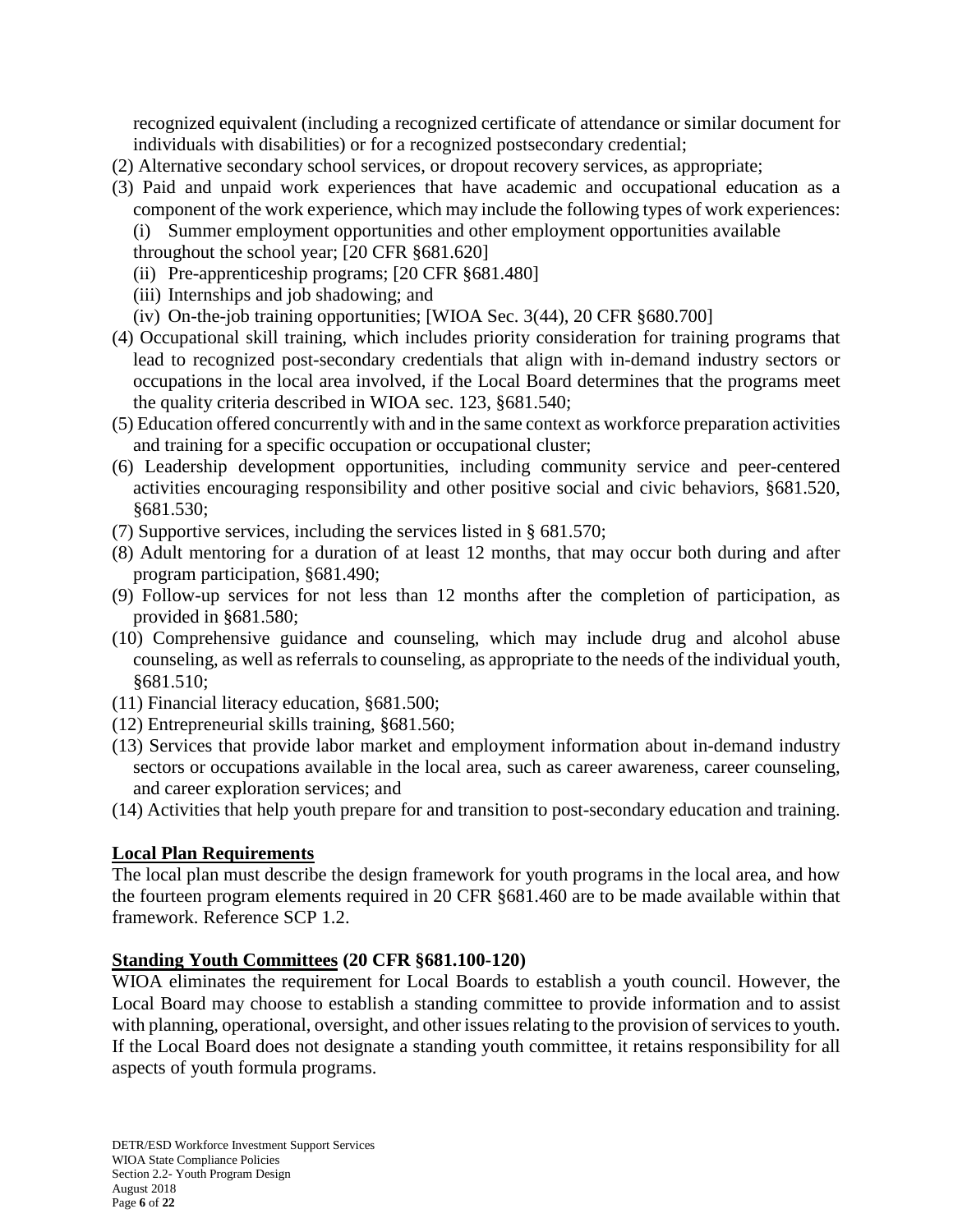recognized equivalent (including a recognized certificate of attendance or similar document for individuals with disabilities) or for a recognized postsecondary credential;

(2) Alternative secondary school services, or dropout recovery services, as appropriate;

(3) Paid and unpaid work experiences that have academic and occupational education as a component of the work experience, which may include the following types of work experiences:
   (i) Summer employment opportunities and other employment opportunities available throughout the school year; [20 CFR §681.620]
   (ii) Pre-apprenticeship programs; [20 CFR §681.480]
   (iii) Internships and job shadowing; and
   (iv) On-the-job training opportunities; [WIOA Sec. 3(44), 20 CFR §680.700]

(4) Occupational skill training, which includes priority consideration for training programs that lead to recognized post-secondary credentials that align with in-demand industry sectors or occupations in the local area involved, if the Local Board determines that the programs meet the quality criteria described in WIOA sec. 123, §681.540;

(5) Education offered concurrently with and in the same context as workforce preparation activities and training for a specific occupation or occupational cluster;

(6) Leadership development opportunities, including community service and peer-centered activities encouraging responsibility and other positive social and civic behaviors, §681.520, §681.530;

(7) Supportive services, including the services listed in § 681.570;

(8) Adult mentoring for a duration of at least 12 months, that may occur both during and after program participation, §681.490;

(9) Follow-up services for not less than 12 months after the completion of participation, as provided in §681.580;

(10) Comprehensive guidance and counseling, which may include drug and alcohol abuse counseling, as well as referrals to counseling, as appropriate to the needs of the individual youth, §681.510;

(11) Financial literacy education, §681.500;

(12) Entrepreneurial skills training, §681.560;

(13) Services that provide labor market and employment information about in-demand industry sectors or occupations available in the local area, such as career awareness, career counseling, and career exploration services; and

(14) Activities that help youth prepare for and transition to post-secondary education and training.

## Local Plan Requirements

The local plan must describe the design framework for youth programs in the local area, and how the fourteen program elements required in 20 CFR §681.460 are to be made available within that framework. Reference SCP 1.2.

## Standing Youth Committees (20 CFR §681.100-120)

WIOA eliminates the requirement for Local Boards to establish a youth council. However, the Local Board may choose to establish a standing committee to provide information and to assist with planning, operational, oversight, and other issues relating to the provision of services to youth. If the Local Board does not designate a standing youth committee, it retains responsibility for all aspects of youth formula programs.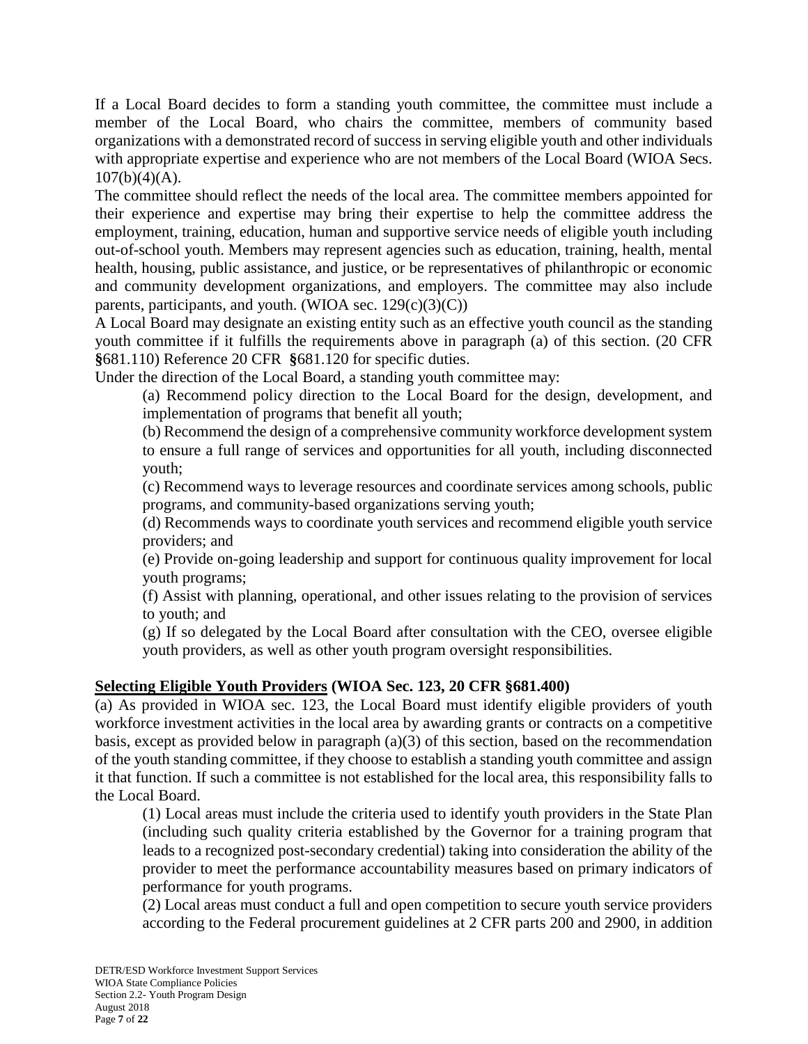If a Local Board decides to form a standing youth committee, the committee must include a member of the Local Board, who chairs the committee, members of community based organizations with a demonstrated record of success in serving eligible youth and other individuals with appropriate expertise and experience who are not members of the Local Board (WIOA Secs. 107(b)(4)(A).

The committee should reflect the needs of the local area. The committee members appointed for their experience and expertise may bring their expertise to help the committee address the employment, training, education, human and supportive service needs of eligible youth including out-of-school youth. Members may represent agencies such as education, training, health, mental health, housing, public assistance, and justice, or be representatives of philanthropic or economic and community development organizations, and employers. The committee may also include parents, participants, and youth. (WIOA sec. 129(c)(3)(C))

A Local Board may designate an existing entity such as an effective youth council as the standing youth committee if it fulfills the requirements above in paragraph (a) of this section. (20 CFR **§**681.110) Reference 20 CFR **§**681.120 for specific duties.

Under the direction of the Local Board, a standing youth committee may:

> (a) Recommend policy direction to the Local Board for the design, development, and implementation of programs that benefit all youth;
>
> (b) Recommend the design of a comprehensive community workforce development system to ensure a full range of services and opportunities for all youth, including disconnected youth;
>
> (c) Recommend ways to leverage resources and coordinate services among schools, public programs, and community-based organizations serving youth;
>
> (d) Recommends ways to coordinate youth services and recommend eligible youth service providers; and
>
> (e) Provide on-going leadership and support for continuous quality improvement for local youth programs;
>
> (f) Assist with planning, operational, and other issues relating to the provision of services to youth; and
>
> (g) If so delegated by the Local Board after consultation with the CEO, oversee eligible youth providers, as well as other youth program oversight responsibilities.

**<u>Selecting Eligible Youth Providers</u> (WIOA Sec. 123, 20 CFR §681.400)**

(a) As provided in WIOA sec. 123, the Local Board must identify eligible providers of youth workforce investment activities in the local area by awarding grants or contracts on a competitive basis, except as provided below in paragraph (a)(3) of this section, based on the recommendation of the youth standing committee, if they choose to establish a standing youth committee and assign it that function. If such a committee is not established for the local area, this responsibility falls to the Local Board.

> (1) Local areas must include the criteria used to identify youth providers in the State Plan (including such quality criteria established by the Governor for a training program that leads to a recognized post-secondary credential) taking into consideration the ability of the provider to meet the performance accountability measures based on primary indicators of performance for youth programs.
>
> (2) Local areas must conduct a full and open competition to secure youth service providers according to the Federal procurement guidelines at 2 CFR parts 200 and 2900, in addition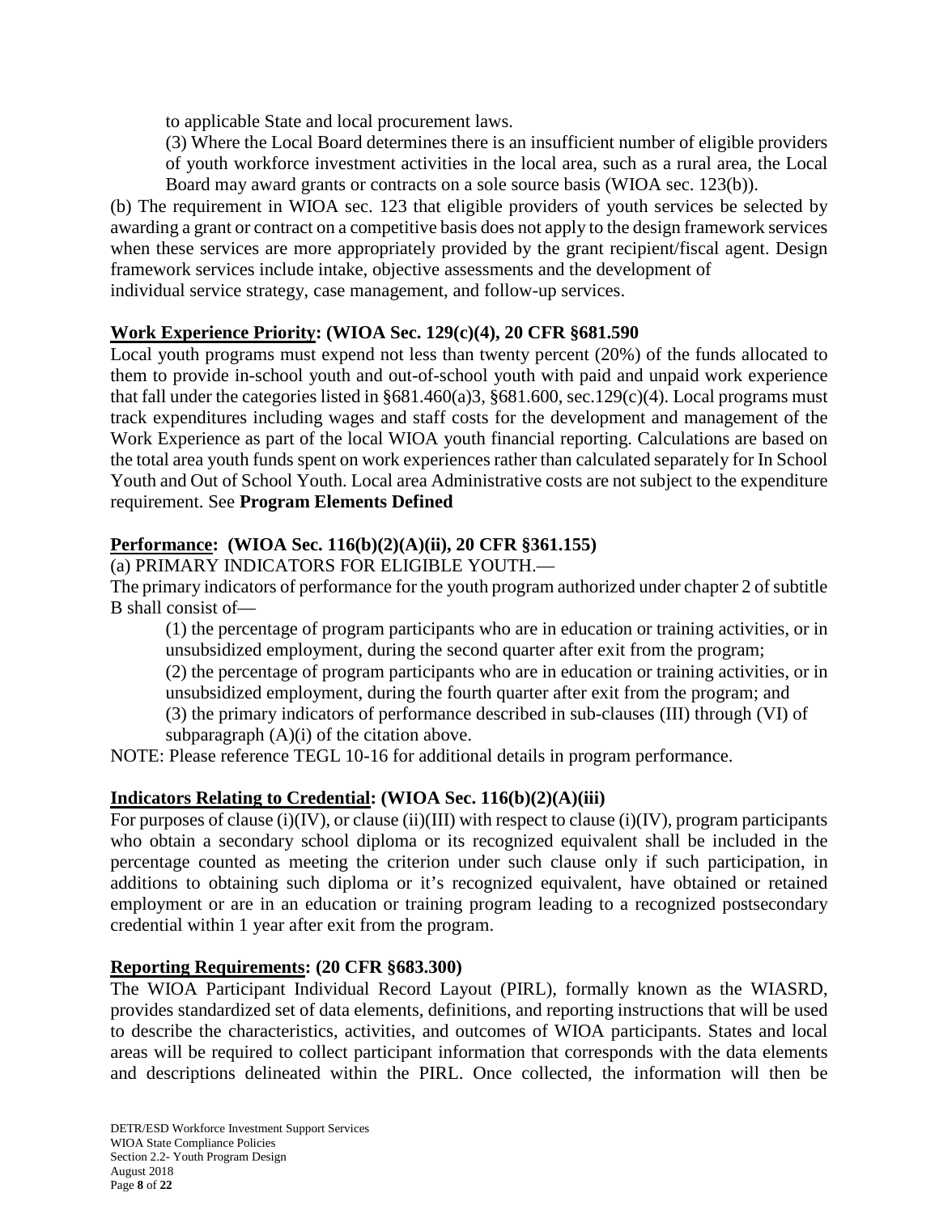to applicable State and local procurement laws.

(3) Where the Local Board determines there is an insufficient number of eligible providers of youth workforce investment activities in the local area, such as a rural area, the Local Board may award grants or contracts on a sole source basis (WIOA sec. 123(b)).

(b) The requirement in WIOA sec. 123 that eligible providers of youth services be selected by awarding a grant or contract on a competitive basis does not apply to the design framework services when these services are more appropriately provided by the grant recipient/fiscal agent. Design framework services include intake, objective assessments and the development of individual service strategy, case management, and follow-up services.

**Work Experience Priority: (WIOA Sec. 129(c)(4), 20 CFR §681.590**

Local youth programs must expend not less than twenty percent (20%) of the funds allocated to them to provide in-school youth and out-of-school youth with paid and unpaid work experience that fall under the categories listed in §681.460(a)3, §681.600, sec.129(c)(4). Local programs must track expenditures including wages and staff costs for the development and management of the Work Experience as part of the local WIOA youth financial reporting. Calculations are based on the total area youth funds spent on work experiences rather than calculated separately for In School Youth and Out of School Youth. Local area Administrative costs are not subject to the expenditure requirement. See **Program Elements Defined**

**Performance: (WIOA Sec. 116(b)(2)(A)(ii), 20 CFR §361.155)**

(a) PRIMARY INDICATORS FOR ELIGIBLE YOUTH.—

The primary indicators of performance for the youth program authorized under chapter 2 of subtitle B shall consist of—

(1) the percentage of program participants who are in education or training activities, or in unsubsidized employment, during the second quarter after exit from the program;

(2) the percentage of program participants who are in education or training activities, or in unsubsidized employment, during the fourth quarter after exit from the program; and

(3) the primary indicators of performance described in sub-clauses (III) through (VI) of subparagraph (A)(i) of the citation above.

NOTE: Please reference TEGL 10-16 for additional details in program performance.

**Indicators Relating to Credential: (WIOA Sec. 116(b)(2)(A)(iii)**

For purposes of clause (i)(IV), or clause (ii)(III) with respect to clause (i)(IV), program participants who obtain a secondary school diploma or its recognized equivalent shall be included in the percentage counted as meeting the criterion under such clause only if such participation, in additions to obtaining such diploma or it's recognized equivalent, have obtained or retained employment or are in an education or training program leading to a recognized postsecondary credential within 1 year after exit from the program.

**Reporting Requirements: (20 CFR §683.300)**

The WIOA Participant Individual Record Layout (PIRL), formally known as the WIASRD, provides standardized set of data elements, definitions, and reporting instructions that will be used to describe the characteristics, activities, and outcomes of WIOA participants. States and local areas will be required to collect participant information that corresponds with the data elements and descriptions delineated within the PIRL. Once collected, the information will then be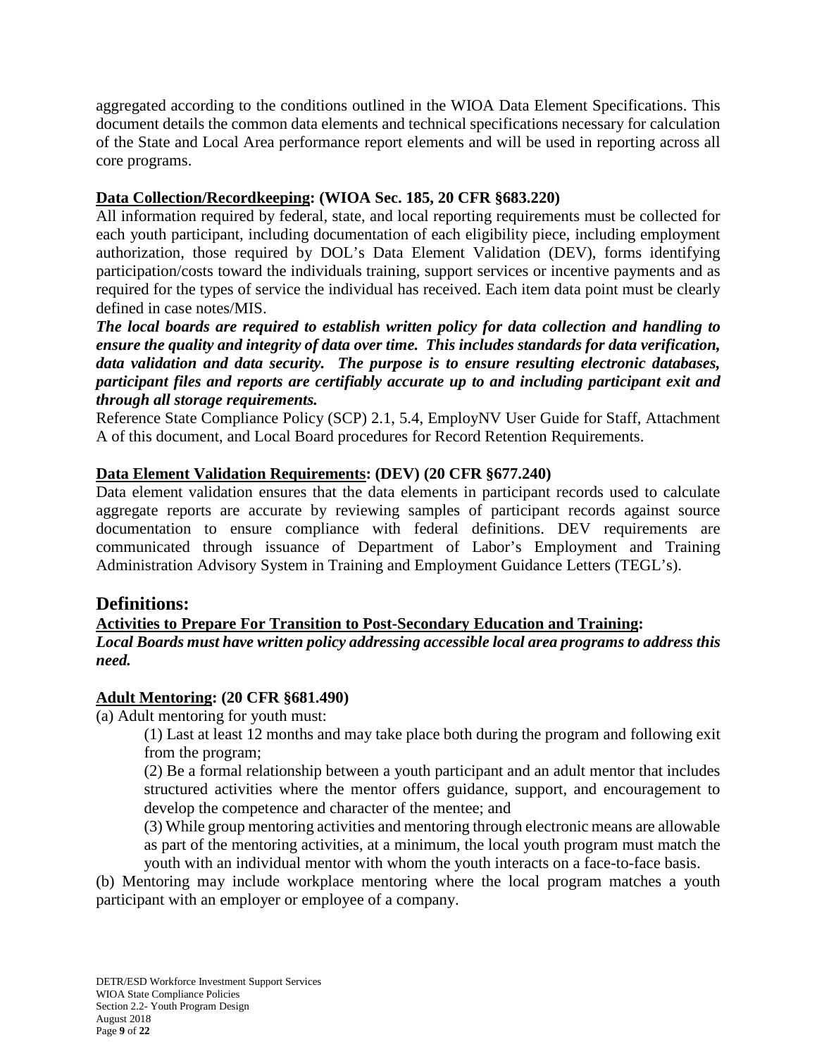aggregated according to the conditions outlined in the WIOA Data Element Specifications. This document details the common data elements and technical specifications necessary for calculation of the State and Local Area performance report elements and will be used in reporting across all core programs.

**<u>Data Collection/Recordkeeping</u>: (WIOA Sec. 185, 20 CFR §683.220)**
All information required by federal, state, and local reporting requirements must be collected for each youth participant, including documentation of each eligibility piece, including employment authorization, those required by DOL's Data Element Validation (DEV), forms identifying participation/costs toward the individuals training, support services or incentive payments and as required for the types of service the individual has received. Each item data point must be clearly defined in case notes/MIS.
***The local boards are required to establish written policy for data collection and handling to ensure the quality and integrity of data over time. This includes standards for data verification, data validation and data security. The purpose is to ensure resulting electronic databases, participant files and reports are certifiably accurate up to and including participant exit and through all storage requirements.***
Reference State Compliance Policy (SCP) 2.1, 5.4, EmployNV User Guide for Staff, Attachment A of this document, and Local Board procedures for Record Retention Requirements.

**<u>Data Element Validation Requirements</u>: (DEV) (20 CFR §677.240)**
Data element validation ensures that the data elements in participant records used to calculate aggregate reports are accurate by reviewing samples of participant records against source documentation to ensure compliance with federal definitions. DEV requirements are communicated through issuance of Department of Labor's Employment and Training Administration Advisory System in Training and Employment Guidance Letters (TEGL's).

## Definitions:

**<u>Activities to Prepare For Transition to Post-Secondary Education and Training</u>:**
***Local Boards must have written policy addressing accessible local area programs to address this need.***

**<u>Adult Mentoring</u>: (20 CFR §681.490)**
(a) Adult mentoring for youth must:

(1) Last at least 12 months and may take place both during the program and following exit from the program;

(2) Be a formal relationship between a youth participant and an adult mentor that includes structured activities where the mentor offers guidance, support, and encouragement to develop the competence and character of the mentee; and

(3) While group mentoring activities and mentoring through electronic means are allowable as part of the mentoring activities, at a minimum, the local youth program must match the youth with an individual mentor with whom the youth interacts on a face-to-face basis.

(b) Mentoring may include workplace mentoring where the local program matches a youth participant with an employer or employee of a company.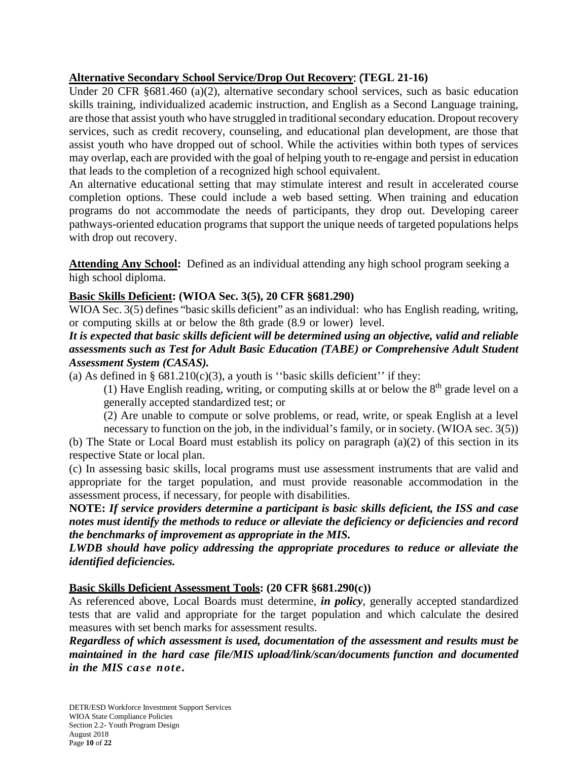**<u>Alternative Secondary School Service/Drop Out Recovery</u>: (TEGL 21-16)**

Under 20 CFR §681.460 (a)(2), alternative secondary school services, such as basic education skills training, individualized academic instruction, and English as a Second Language training, are those that assist youth who have struggled in traditional secondary education. Dropout recovery services, such as credit recovery, counseling, and educational plan development, are those that assist youth who have dropped out of school. While the activities within both types of services may overlap, each are provided with the goal of helping youth to re-engage and persist in education that leads to the completion of a recognized high school equivalent.

An alternative educational setting that may stimulate interest and result in accelerated course completion options. These could include a web based setting. When training and education programs do not accommodate the needs of participants, they drop out. Developing career pathways-oriented education programs that support the unique needs of targeted populations helps with drop out recovery.

**<u>Attending Any School</u>:** Defined as an individual attending any high school program seeking a high school diploma.

**<u>Basic Skills Deficient</u>: (WIOA Sec. 3(5), 20 CFR §681.290)**

WIOA Sec. 3(5) defines "basic skills deficient" as an individual: who has English reading, writing, or computing skills at or below the 8th grade (8.9 or lower) level.

***It is expected that basic skills deficient will be determined using an objective, valid and reliable assessments such as Test for Adult Basic Education (TABE) or Comprehensive Adult Student Assessment System (CASAS).***

(a) As defined in § 681.210(c)(3), a youth is ''basic skills deficient'' if they:

(1) Have English reading, writing, or computing skills at or below the 8th grade level on a generally accepted standardized test; or

(2) Are unable to compute or solve problems, or read, write, or speak English at a level necessary to function on the job, in the individual's family, or in society. (WIOA sec. 3(5))

(b) The State or Local Board must establish its policy on paragraph (a)(2) of this section in its respective State or local plan.

(c) In assessing basic skills, local programs must use assessment instruments that are valid and appropriate for the target population, and must provide reasonable accommodation in the assessment process, if necessary, for people with disabilities.

**NOTE:** ***If service providers determine a participant is basic skills deficient, the ISS and case notes must identify the methods to reduce or alleviate the deficiency or deficiencies and record the benchmarks of improvement as appropriate in the MIS.***

***LWDB should have policy addressing the appropriate procedures to reduce or alleviate the identified deficiencies.***

**<u>Basic Skills Deficient Assessment Tools</u>: (20 CFR §681.290(c))**

As referenced above, Local Boards must determine, ***in policy***, generally accepted standardized tests that are valid and appropriate for the target population and which calculate the desired measures with set bench marks for assessment results.

***Regardless of which assessment is used, documentation of the assessment and results must be maintained in the hard case file/MIS upload/link/scan/documents function and documented in the MIS case note.***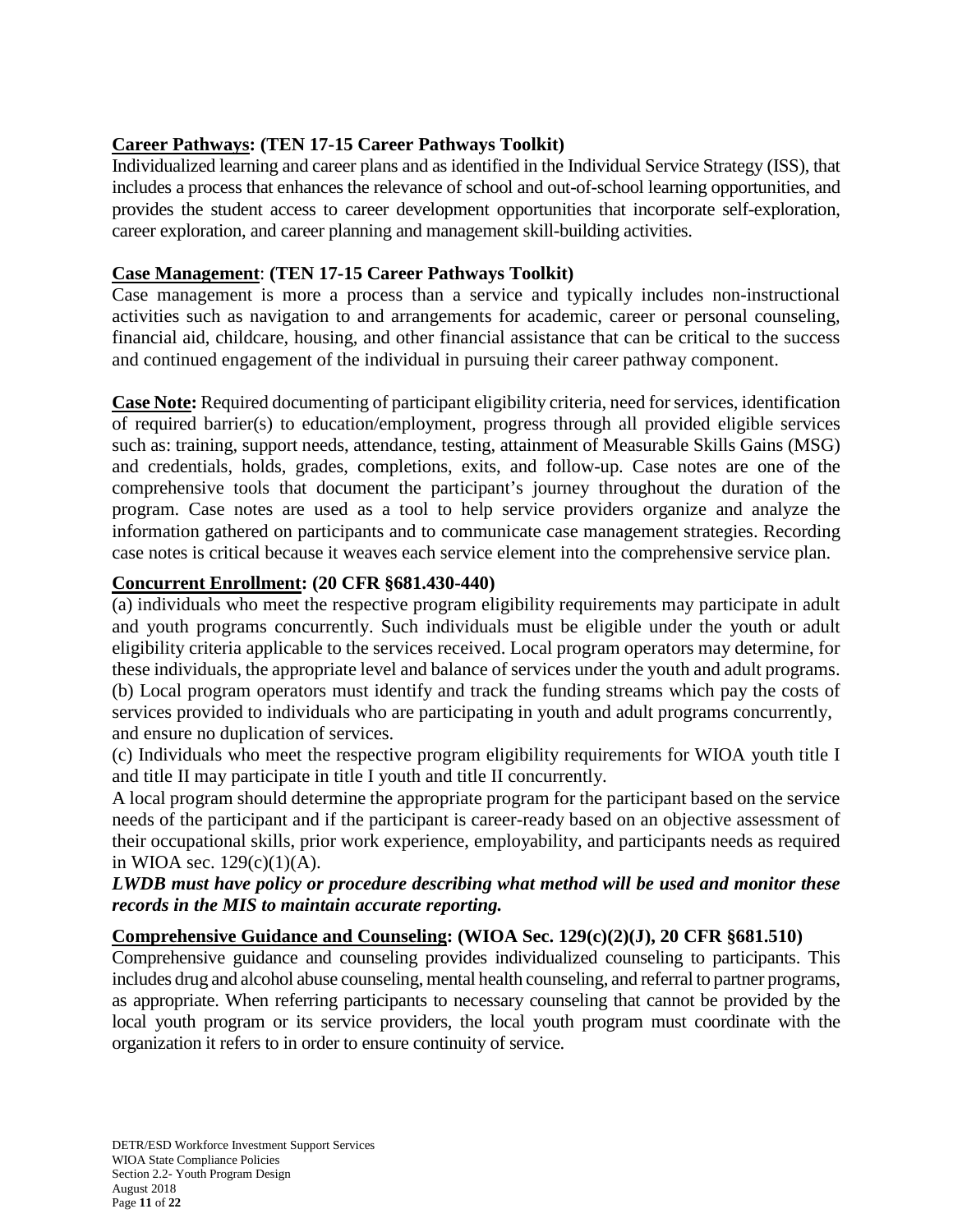**Career Pathways: (TEN 17-15 Career Pathways Toolkit)**
Individualized learning and career plans and as identified in the Individual Service Strategy (ISS), that includes a process that enhances the relevance of school and out-of-school learning opportunities, and provides the student access to career development opportunities that incorporate self-exploration, career exploration, and career planning and management skill-building activities.

**Case Management**: **(TEN 17-15 Career Pathways Toolkit)**
Case management is more a process than a service and typically includes non-instructional activities such as navigation to and arrangements for academic, career or personal counseling, financial aid, childcare, housing, and other financial assistance that can be critical to the success and continued engagement of the individual in pursuing their career pathway component.

**Case Note:** Required documenting of participant eligibility criteria, need for services, identification of required barrier(s) to education/employment, progress through all provided eligible services such as: training, support needs, attendance, testing, attainment of Measurable Skills Gains (MSG) and credentials, holds, grades, completions, exits, and follow-up. Case notes are one of the comprehensive tools that document the participant's journey throughout the duration of the program. Case notes are used as a tool to help service providers organize and analyze the information gathered on participants and to communicate case management strategies. Recording case notes is critical because it weaves each service element into the comprehensive service plan.

**Concurrent Enrollment: (20 CFR §681.430-440)**
(a) individuals who meet the respective program eligibility requirements may participate in adult and youth programs concurrently. Such individuals must be eligible under the youth or adult eligibility criteria applicable to the services received. Local program operators may determine, for these individuals, the appropriate level and balance of services under the youth and adult programs.
(b) Local program operators must identify and track the funding streams which pay the costs of services provided to individuals who are participating in youth and adult programs concurrently, and ensure no duplication of services.
(c) Individuals who meet the respective program eligibility requirements for WIOA youth title I and title II may participate in title I youth and title II concurrently.
A local program should determine the appropriate program for the participant based on the service needs of the participant and if the participant is career-ready based on an objective assessment of their occupational skills, prior work experience, employability, and participants needs as required in WIOA sec. 129(c)(1)(A).
***LWDB must have policy or procedure describing what method will be used and monitor these records in the MIS to maintain accurate reporting.***

**Comprehensive Guidance and Counseling: (WIOA Sec. 129(c)(2)(J), 20 CFR §681.510)**
Comprehensive guidance and counseling provides individualized counseling to participants. This includes drug and alcohol abuse counseling, mental health counseling, and referral to partner programs, as appropriate. When referring participants to necessary counseling that cannot be provided by the local youth program or its service providers, the local youth program must coordinate with the organization it refers to in order to ensure continuity of service.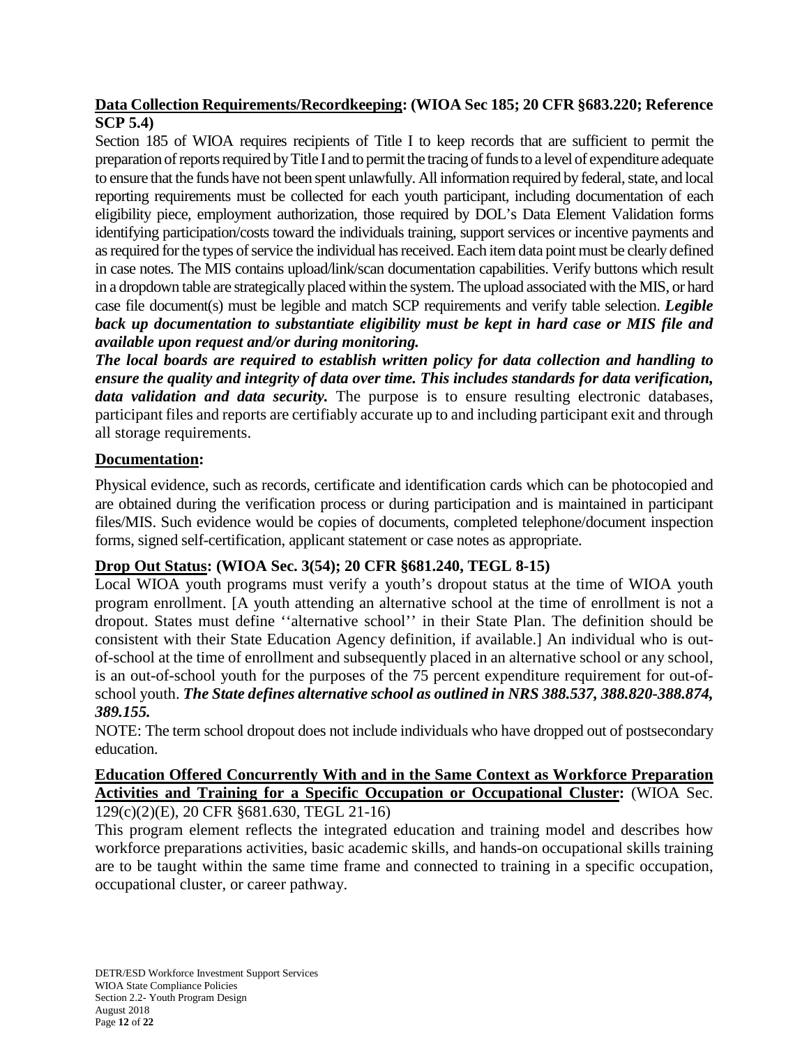**<u>Data Collection Requirements/Recordkeeping</u>: (WIOA Sec 185; 20 CFR §683.220; Reference SCP 5.4)**

Section 185 of WIOA requires recipients of Title I to keep records that are sufficient to permit the preparation of reports required by Title I and to permit the tracing of funds to a level of expenditure adequate to ensure that the funds have not been spent unlawfully. All information required by federal, state, and local reporting requirements must be collected for each youth participant, including documentation of each eligibility piece, employment authorization, those required by DOL's Data Element Validation forms identifying participation/costs toward the individuals training, support services or incentive payments and as required for the types of service the individual has received. Each item data point must be clearly defined in case notes. The MIS contains upload/link/scan documentation capabilities. Verify buttons which result in a dropdown table are strategically placed within the system. The upload associated with the MIS, or hard case file document(s) must be legible and match SCP requirements and verify table selection. ***Legible back up documentation to substantiate eligibility must be kept in hard case or MIS file and available upon request and/or during monitoring.***

***The local boards are required to establish written policy for data collection and handling to ensure the quality and integrity of data over time. This includes standards for data verification, data validation and data security.*** The purpose is to ensure resulting electronic databases, participant files and reports are certifiably accurate up to and including participant exit and through all storage requirements.

**<u>Documentation</u>:**

Physical evidence, such as records, certificate and identification cards which can be photocopied and are obtained during the verification process or during participation and is maintained in participant files/MIS. Such evidence would be copies of documents, completed telephone/document inspection forms, signed self-certification, applicant statement or case notes as appropriate.

**<u>Drop Out Status</u>: (WIOA Sec. 3(54); 20 CFR §681.240, TEGL 8-15)**

Local WIOA youth programs must verify a youth's dropout status at the time of WIOA youth program enrollment. [A youth attending an alternative school at the time of enrollment is not a dropout. States must define ''alternative school'' in their State Plan. The definition should be consistent with their State Education Agency definition, if available.] An individual who is out-of-school at the time of enrollment and subsequently placed in an alternative school or any school, is an out-of-school youth for the purposes of the 75 percent expenditure requirement for out-of-school youth. ***The State defines alternative school as outlined in NRS 388.537, 388.820-388.874, 389.155.***

NOTE: The term school dropout does not include individuals who have dropped out of postsecondary education.

**<u>Education Offered Concurrently With and in the Same Context as Workforce Preparation Activities and Training for a Specific Occupation or Occupational Cluster</u>:** (WIOA Sec. 129(c)(2)(E), 20 CFR §681.630, TEGL 21-16)

This program element reflects the integrated education and training model and describes how workforce preparations activities, basic academic skills, and hands-on occupational skills training are to be taught within the same time frame and connected to training in a specific occupation, occupational cluster, or career pathway.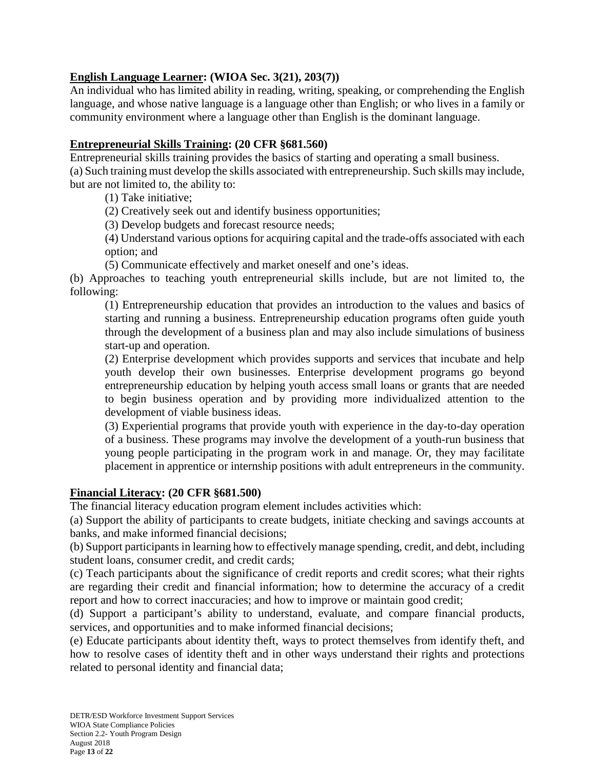**English Language Learner: (WIOA Sec. 3(21), 203(7))**
An individual who has limited ability in reading, writing, speaking, or comprehending the English language, and whose native language is a language other than English; or who lives in a family or community environment where a language other than English is the dominant language.

**Entrepreneurial Skills Training: (20 CFR §681.560)**
Entrepreneurial skills training provides the basics of starting and operating a small business.
(a) Such training must develop the skills associated with entrepreneurship. Such skills may include, but are not limited to, the ability to:

(1) Take initiative;
(2) Creatively seek out and identify business opportunities;
(3) Develop budgets and forecast resource needs;
(4) Understand various options for acquiring capital and the trade-offs associated with each option; and
(5) Communicate effectively and market oneself and one's ideas.

(b) Approaches to teaching youth entrepreneurial skills include, but are not limited to, the following:

(1) Entrepreneurship education that provides an introduction to the values and basics of starting and running a business. Entrepreneurship education programs often guide youth through the development of a business plan and may also include simulations of business start-up and operation.
(2) Enterprise development which provides supports and services that incubate and help youth develop their own businesses. Enterprise development programs go beyond entrepreneurship education by helping youth access small loans or grants that are needed to begin business operation and by providing more individualized attention to the development of viable business ideas.
(3) Experiential programs that provide youth with experience in the day-to-day operation of a business. These programs may involve the development of a youth-run business that young people participating in the program work in and manage. Or, they may facilitate placement in apprentice or internship positions with adult entrepreneurs in the community.

**Financial Literacy: (20 CFR §681.500)**
The financial literacy education program element includes activities which:
(a) Support the ability of participants to create budgets, initiate checking and savings accounts at banks, and make informed financial decisions;
(b) Support participants in learning how to effectively manage spending, credit, and debt, including student loans, consumer credit, and credit cards;
(c) Teach participants about the significance of credit reports and credit scores; what their rights are regarding their credit and financial information; how to determine the accuracy of a credit report and how to correct inaccuracies; and how to improve or maintain good credit;
(d) Support a participant's ability to understand, evaluate, and compare financial products, services, and opportunities and to make informed financial decisions;
(e) Educate participants about identity theft, ways to protect themselves from identify theft, and how to resolve cases of identity theft and in other ways understand their rights and protections related to personal identity and financial data;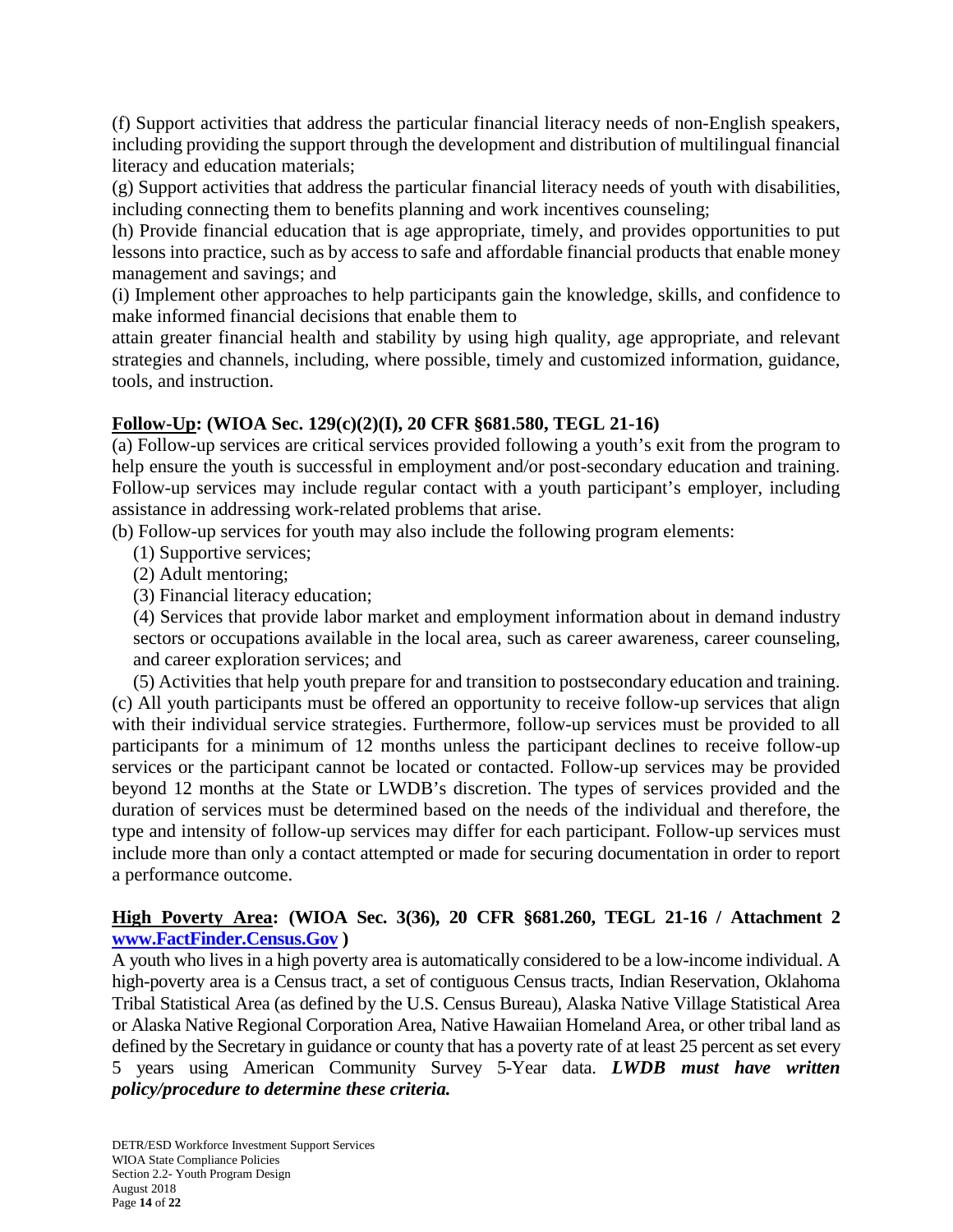(f) Support activities that address the particular financial literacy needs of non-English speakers, including providing the support through the development and distribution of multilingual financial literacy and education materials;

(g) Support activities that address the particular financial literacy needs of youth with disabilities, including connecting them to benefits planning and work incentives counseling;

(h) Provide financial education that is age appropriate, timely, and provides opportunities to put lessons into practice, such as by access to safe and affordable financial products that enable money management and savings; and

(i) Implement other approaches to help participants gain the knowledge, skills, and confidence to make informed financial decisions that enable them to attain greater financial health and stability by using high quality, age appropriate, and relevant strategies and channels, including, where possible, timely and customized information, guidance, tools, and instruction.

**<u>Follow-Up</u>: (WIOA Sec. 129(c)(2)(I), 20 CFR §681.580, TEGL 21-16)**

(a) Follow-up services are critical services provided following a youth's exit from the program to help ensure the youth is successful in employment and/or post-secondary education and training. Follow-up services may include regular contact with a youth participant's employer, including assistance in addressing work-related problems that arise.

(b) Follow-up services for youth may also include the following program elements:

- (1) Supportive services;
- (2) Adult mentoring;
- (3) Financial literacy education;
- (4) Services that provide labor market and employment information about in demand industry sectors or occupations available in the local area, such as career awareness, career counseling, and career exploration services; and
- (5) Activities that help youth prepare for and transition to postsecondary education and training.

(c) All youth participants must be offered an opportunity to receive follow-up services that align with their individual service strategies. Furthermore, follow-up services must be provided to all participants for a minimum of 12 months unless the participant declines to receive follow-up services or the participant cannot be located or contacted. Follow-up services may be provided beyond 12 months at the State or LWDB's discretion. The types of services provided and the duration of services must be determined based on the needs of the individual and therefore, the type and intensity of follow-up services may differ for each participant. Follow-up services must include more than only a contact attempted or made for securing documentation in order to report a performance outcome.

**<u>High Poverty Area</u>: (WIOA Sec. 3(36), 20 CFR §681.260, TEGL 21-16 / Attachment 2 [www.FactFinder.Census.Gov](www.FactFinder.Census.Gov) )**

A youth who lives in a high poverty area is automatically considered to be a low-income individual. A high-poverty area is a Census tract, a set of contiguous Census tracts, Indian Reservation, Oklahoma Tribal Statistical Area (as defined by the U.S. Census Bureau), Alaska Native Village Statistical Area or Alaska Native Regional Corporation Area, Native Hawaiian Homeland Area, or other tribal land as defined by the Secretary in guidance or county that has a poverty rate of at least 25 percent as set every 5 years using American Community Survey 5-Year data. ***LWDB must have written policy/procedure to determine these criteria.***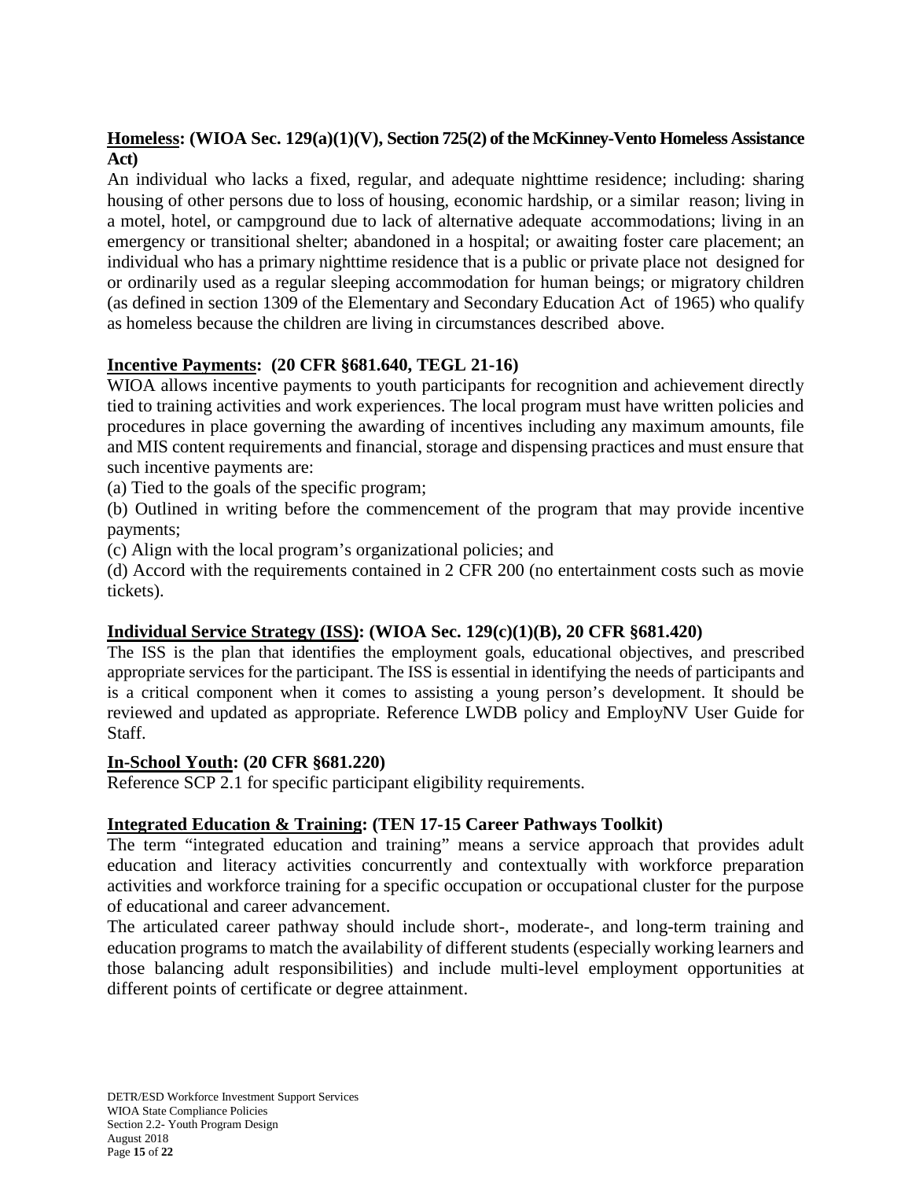**Homeless: (WIOA Sec. 129(a)(1)(V), Section 725(2) of the McKinney-Vento Homeless Assistance Act)**

An individual who lacks a fixed, regular, and adequate nighttime residence; including: sharing housing of other persons due to loss of housing, economic hardship, or a similar reason; living in a motel, hotel, or campground due to lack of alternative adequate accommodations; living in an emergency or transitional shelter; abandoned in a hospital; or awaiting foster care placement; an individual who has a primary nighttime residence that is a public or private place not designed for or ordinarily used as a regular sleeping accommodation for human beings; or migratory children (as defined in section 1309 of the Elementary and Secondary Education Act of 1965) who qualify as homeless because the children are living in circumstances described above.

**Incentive Payments: (20 CFR §681.640, TEGL 21-16)**

WIOA allows incentive payments to youth participants for recognition and achievement directly tied to training activities and work experiences. The local program must have written policies and procedures in place governing the awarding of incentives including any maximum amounts, file and MIS content requirements and financial, storage and dispensing practices and must ensure that such incentive payments are:

(a) Tied to the goals of the specific program;

(b) Outlined in writing before the commencement of the program that may provide incentive payments;

(c) Align with the local program's organizational policies; and

(d) Accord with the requirements contained in 2 CFR 200 (no entertainment costs such as movie tickets).

**Individual Service Strategy (ISS): (WIOA Sec. 129(c)(1)(B), 20 CFR §681.420)**

The ISS is the plan that identifies the employment goals, educational objectives, and prescribed appropriate services for the participant. The ISS is essential in identifying the needs of participants and is a critical component when it comes to assisting a young person's development. It should be reviewed and updated as appropriate. Reference LWDB policy and EmployNV User Guide for Staff.

**In-School Youth: (20 CFR §681.220)**

Reference SCP 2.1 for specific participant eligibility requirements.

**Integrated Education & Training: (TEN 17-15 Career Pathways Toolkit)**

The term "integrated education and training" means a service approach that provides adult education and literacy activities concurrently and contextually with workforce preparation activities and workforce training for a specific occupation or occupational cluster for the purpose of educational and career advancement.

The articulated career pathway should include short-, moderate-, and long-term training and education programs to match the availability of different students (especially working learners and those balancing adult responsibilities) and include multi-level employment opportunities at different points of certificate or degree attainment.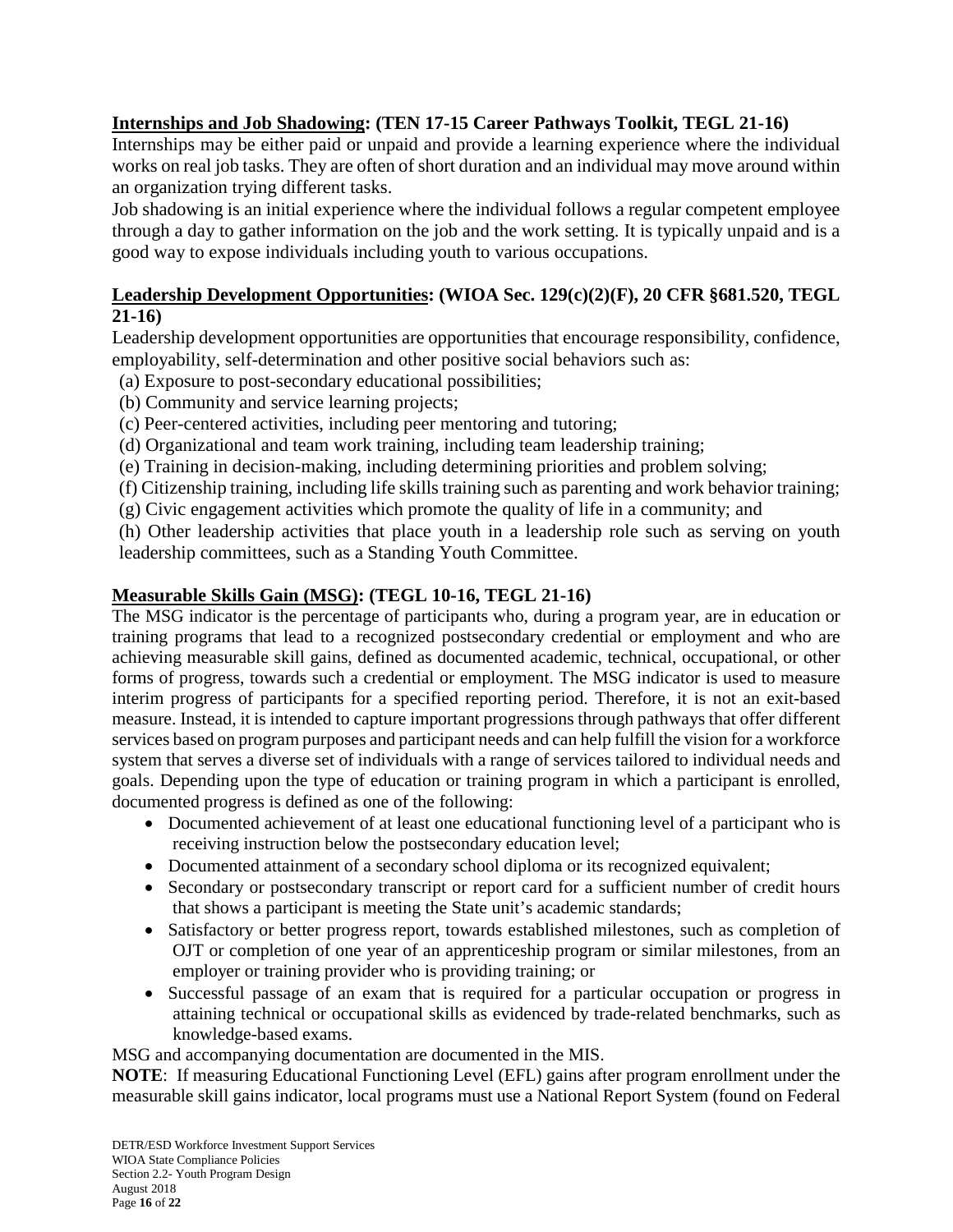**<u>Internships and Job Shadowing</u>: (TEN 17-15 Career Pathways Toolkit, TEGL 21-16)**

Internships may be either paid or unpaid and provide a learning experience where the individual works on real job tasks. They are often of short duration and an individual may move around within an organization trying different tasks.

Job shadowing is an initial experience where the individual follows a regular competent employee through a day to gather information on the job and the work setting. It is typically unpaid and is a good way to expose individuals including youth to various occupations.

**<u>Leadership Development Opportunities</u>: (WIOA Sec. 129(c)(2)(F), 20 CFR §681.520, TEGL 21-16)**

Leadership development opportunities are opportunities that encourage responsibility, confidence, employability, self-determination and other positive social behaviors such as:

(a) Exposure to post-secondary educational possibilities;
(b) Community and service learning projects;
(c) Peer-centered activities, including peer mentoring and tutoring;
(d) Organizational and team work training, including team leadership training;
(e) Training in decision-making, including determining priorities and problem solving;
(f) Citizenship training, including life skills training such as parenting and work behavior training;
(g) Civic engagement activities which promote the quality of life in a community; and
(h) Other leadership activities that place youth in a leadership role such as serving on youth leadership committees, such as a Standing Youth Committee.

**<u>Measurable Skills Gain (MSG)</u>: (TEGL 10-16, TEGL 21-16)**

The MSG indicator is the percentage of participants who, during a program year, are in education or training programs that lead to a recognized postsecondary credential or employment and who are achieving measurable skill gains, defined as documented academic, technical, occupational, or other forms of progress, towards such a credential or employment. The MSG indicator is used to measure interim progress of participants for a specified reporting period. Therefore, it is not an exit-based measure. Instead, it is intended to capture important progressions through pathways that offer different services based on program purposes and participant needs and can help fulfill the vision for a workforce system that serves a diverse set of individuals with a range of services tailored to individual needs and goals. Depending upon the type of education or training program in which a participant is enrolled, documented progress is defined as one of the following:

- Documented achievement of at least one educational functioning level of a participant who is receiving instruction below the postsecondary education level;
- Documented attainment of a secondary school diploma or its recognized equivalent;
- Secondary or postsecondary transcript or report card for a sufficient number of credit hours that shows a participant is meeting the State unit's academic standards;
- Satisfactory or better progress report, towards established milestones, such as completion of OJT or completion of one year of an apprenticeship program or similar milestones, from an employer or training provider who is providing training; or
- Successful passage of an exam that is required for a particular occupation or progress in attaining technical or occupational skills as evidenced by trade-related benchmarks, such as knowledge-based exams.

MSG and accompanying documentation are documented in the MIS.

**NOTE**: If measuring Educational Functioning Level (EFL) gains after program enrollment under the measurable skill gains indicator, local programs must use a National Report System (found on Federal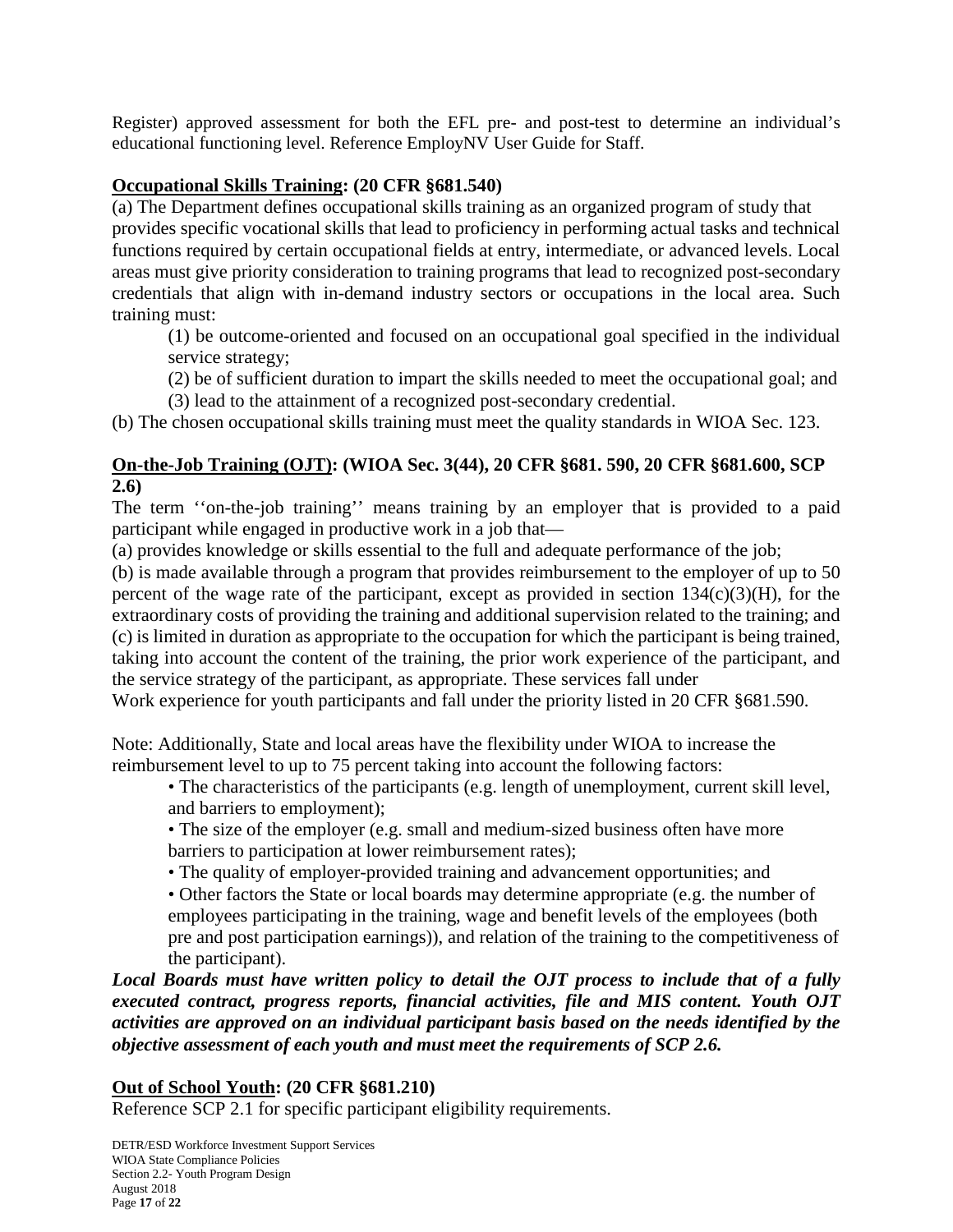Register) approved assessment for both the EFL pre- and post-test to determine an individual's educational functioning level. Reference EmployNV User Guide for Staff.

**<u>Occupational Skills Training</u>: (20 CFR §681.540)**

(a) The Department defines occupational skills training as an organized program of study that provides specific vocational skills that lead to proficiency in performing actual tasks and technical functions required by certain occupational fields at entry, intermediate, or advanced levels. Local areas must give priority consideration to training programs that lead to recognized post-secondary credentials that align with in-demand industry sectors or occupations in the local area. Such training must:

(1) be outcome-oriented and focused on an occupational goal specified in the individual service strategy;

(2) be of sufficient duration to impart the skills needed to meet the occupational goal; and

(3) lead to the attainment of a recognized post-secondary credential.

(b) The chosen occupational skills training must meet the quality standards in WIOA Sec. 123.

**<u>On-the-Job Training (OJT)</u>: (WIOA Sec. 3(44), 20 CFR §681. 590, 20 CFR §681.600, SCP 2.6)**

The term ''on-the-job training'' means training by an employer that is provided to a paid participant while engaged in productive work in a job that—

(a) provides knowledge or skills essential to the full and adequate performance of the job;

(b) is made available through a program that provides reimbursement to the employer of up to 50 percent of the wage rate of the participant, except as provided in section 134(c)(3)(H), for the extraordinary costs of providing the training and additional supervision related to the training; and

(c) is limited in duration as appropriate to the occupation for which the participant is being trained, taking into account the content of the training, the prior work experience of the participant, and the service strategy of the participant, as appropriate. These services fall under Work experience for youth participants and fall under the priority listed in 20 CFR §681.590.

Note: Additionally, State and local areas have the flexibility under WIOA to increase the reimbursement level to up to 75 percent taking into account the following factors:

- The characteristics of the participants (e.g. length of unemployment, current skill level, and barriers to employment);
- The size of the employer (e.g. small and medium-sized business often have more barriers to participation at lower reimbursement rates);
- The quality of employer-provided training and advancement opportunities; and
- Other factors the State or local boards may determine appropriate (e.g. the number of employees participating in the training, wage and benefit levels of the employees (both pre and post participation earnings)), and relation of the training to the competitiveness of the participant).

***Local Boards must have written policy to detail the OJT process to include that of a fully executed contract, progress reports, financial activities, file and MIS content. Youth OJT activities are approved on an individual participant basis based on the needs identified by the objective assessment of each youth and must meet the requirements of SCP 2.6.***

**<u>Out of School Youth</u>: (20 CFR §681.210)**

Reference SCP 2.1 for specific participant eligibility requirements.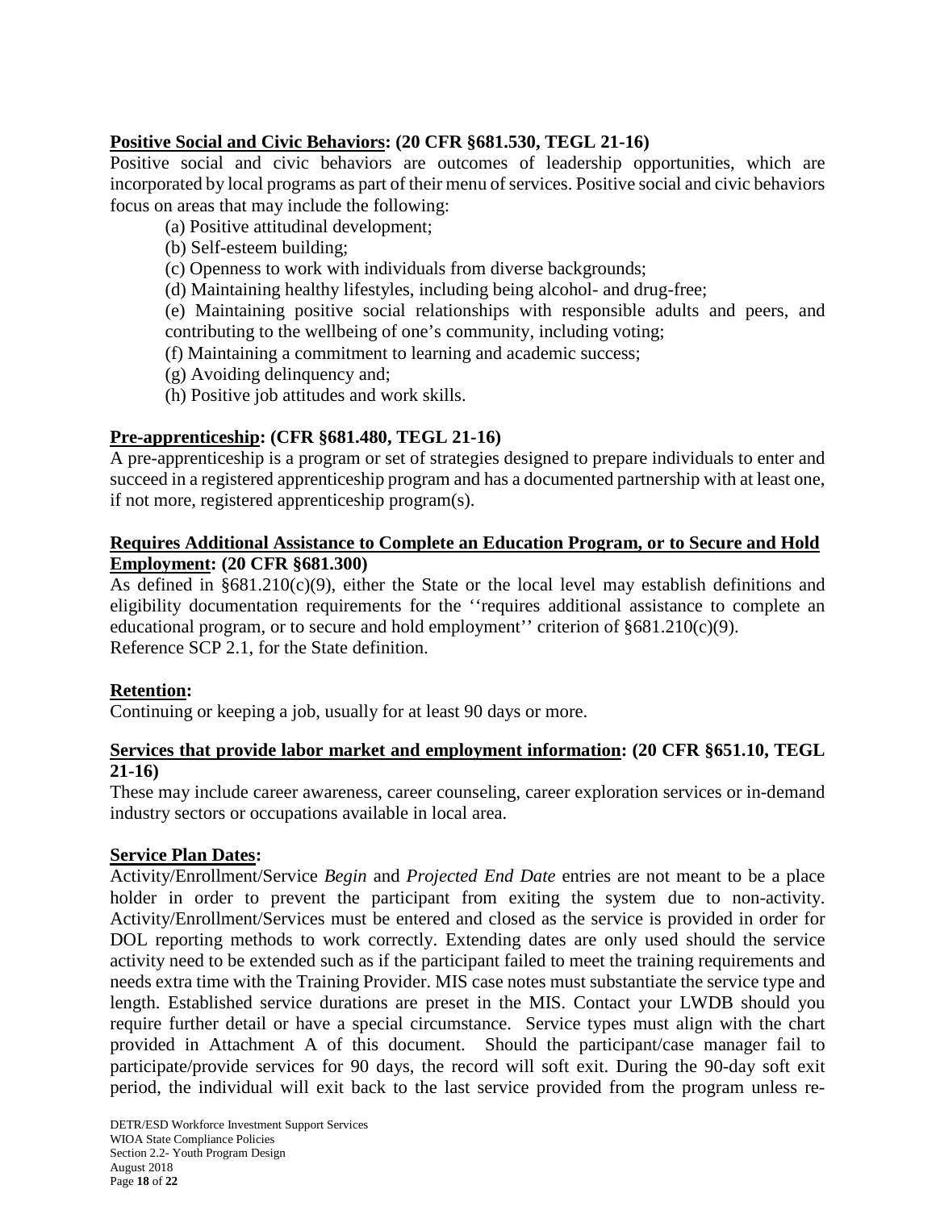**Positive Social and Civic Behaviors: (20 CFR §681.530, TEGL 21-16)**

Positive social and civic behaviors are outcomes of leadership opportunities, which are incorporated by local programs as part of their menu of services. Positive social and civic behaviors focus on areas that may include the following:

(a) Positive attitudinal development;
(b) Self-esteem building;
(c) Openness to work with individuals from diverse backgrounds;
(d) Maintaining healthy lifestyles, including being alcohol- and drug-free;
(e) Maintaining positive social relationships with responsible adults and peers, and contributing to the wellbeing of one's community, including voting;
(f) Maintaining a commitment to learning and academic success;
(g) Avoiding delinquency and;
(h) Positive job attitudes and work skills.

**Pre-apprenticeship: (CFR §681.480, TEGL 21-16)**

A pre-apprenticeship is a program or set of strategies designed to prepare individuals to enter and succeed in a registered apprenticeship program and has a documented partnership with at least one, if not more, registered apprenticeship program(s).

**Requires Additional Assistance to Complete an Education Program, or to Secure and Hold Employment: (20 CFR §681.300)**

As defined in §681.210(c)(9), either the State or the local level may establish definitions and eligibility documentation requirements for the ''requires additional assistance to complete an educational program, or to secure and hold employment'' criterion of §681.210(c)(9).
Reference SCP 2.1, for the State definition.

**Retention:**

Continuing or keeping a job, usually for at least 90 days or more.

**Services that provide labor market and employment information: (20 CFR §651.10, TEGL 21-16)**

These may include career awareness, career counseling, career exploration services or in-demand industry sectors or occupations available in local area.

**Service Plan Dates:**

Activity/Enrollment/Service *Begin* and *Projected End Date* entries are not meant to be a place holder in order to prevent the participant from exiting the system due to non-activity. Activity/Enrollment/Services must be entered and closed as the service is provided in order for DOL reporting methods to work correctly. Extending dates are only used should the service activity need to be extended such as if the participant failed to meet the training requirements and needs extra time with the Training Provider. MIS case notes must substantiate the service type and length. Established service durations are preset in the MIS. Contact your LWDB should you require further detail or have a special circumstance. Service types must align with the chart provided in Attachment A of this document. Should the participant/case manager fail to participate/provide services for 90 days, the record will soft exit. During the 90-day soft exit period, the individual will exit back to the last service provided from the program unless re-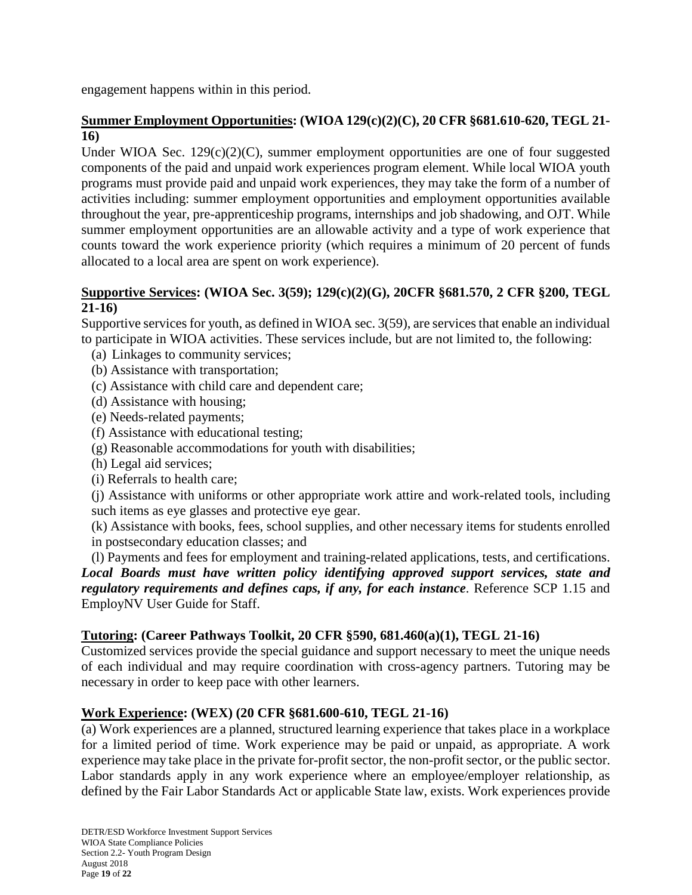engagement happens within in this period.

**<u>Summer Employment Opportunities</u>: (WIOA 129(c)(2)(C), 20 CFR §681.610-620, TEGL 21-16)**

Under WIOA Sec. 129(c)(2)(C), summer employment opportunities are one of four suggested components of the paid and unpaid work experiences program element. While local WIOA youth programs must provide paid and unpaid work experiences, they may take the form of a number of activities including: summer employment opportunities and employment opportunities available throughout the year, pre-apprenticeship programs, internships and job shadowing, and OJT. While summer employment opportunities are an allowable activity and a type of work experience that counts toward the work experience priority (which requires a minimum of 20 percent of funds allocated to a local area are spent on work experience).

**<u>Supportive Services</u>: (WIOA Sec. 3(59); 129(c)(2)(G), 20CFR §681.570, 2 CFR §200, TEGL 21-16)**

Supportive services for youth, as defined in WIOA sec. 3(59), are services that enable an individual to participate in WIOA activities. These services include, but are not limited to, the following:

(a) Linkages to community services;
(b) Assistance with transportation;
(c) Assistance with child care and dependent care;
(d) Assistance with housing;
(e) Needs-related payments;
(f) Assistance with educational testing;
(g) Reasonable accommodations for youth with disabilities;
(h) Legal aid services;
(i) Referrals to health care;
(j) Assistance with uniforms or other appropriate work attire and work-related tools, including such items as eye glasses and protective eye gear.
(k) Assistance with books, fees, school supplies, and other necessary items for students enrolled in postsecondary education classes; and
(l) Payments and fees for employment and training-related applications, tests, and certifications.

***Local Boards must have written policy identifying approved support services, state and regulatory requirements and defines caps, if any, for each instance***. Reference SCP 1.15 and EmployNV User Guide for Staff.

**<u>Tutoring</u>: (Career Pathways Toolkit, 20 CFR §590, 681.460(a)(1), TEGL 21-16)**

Customized services provide the special guidance and support necessary to meet the unique needs of each individual and may require coordination with cross-agency partners. Tutoring may be necessary in order to keep pace with other learners.

**<u>Work Experience</u>: (WEX) (20 CFR §681.600-610, TEGL 21-16)**

(a) Work experiences are a planned, structured learning experience that takes place in a workplace for a limited period of time. Work experience may be paid or unpaid, as appropriate. A work experience may take place in the private for-profit sector, the non-profit sector, or the public sector. Labor standards apply in any work experience where an employee/employer relationship, as defined by the Fair Labor Standards Act or applicable State law, exists. Work experiences provide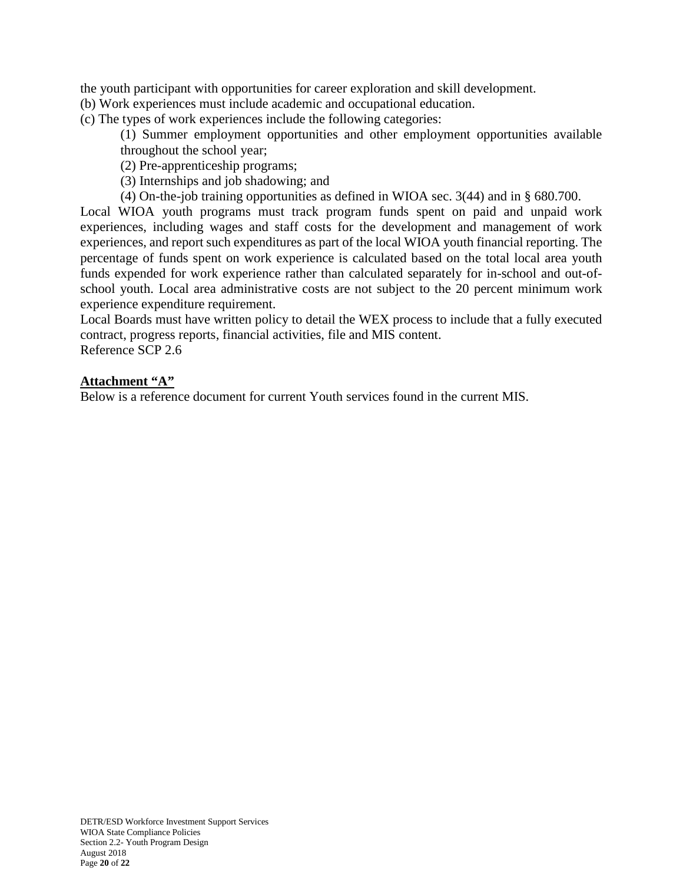the youth participant with opportunities for career exploration and skill development.

(b) Work experiences must include academic and occupational education.

(c) The types of work experiences include the following categories:

(1) Summer employment opportunities and other employment opportunities available throughout the school year;

(2) Pre-apprenticeship programs;

(3) Internships and job shadowing; and

(4) On-the-job training opportunities as defined in WIOA sec. 3(44) and in § 680.700.

Local WIOA youth programs must track program funds spent on paid and unpaid work experiences, including wages and staff costs for the development and management of work experiences, and report such expenditures as part of the local WIOA youth financial reporting. The percentage of funds spent on work experience is calculated based on the total local area youth funds expended for work experience rather than calculated separately for in-school and out-of-school youth. Local area administrative costs are not subject to the 20 percent minimum work experience expenditure requirement.

Local Boards must have written policy to detail the WEX process to include that a fully executed contract, progress reports, financial activities, file and MIS content.

Reference SCP 2.6

**Attachment "A"**

Below is a reference document for current Youth services found in the current MIS.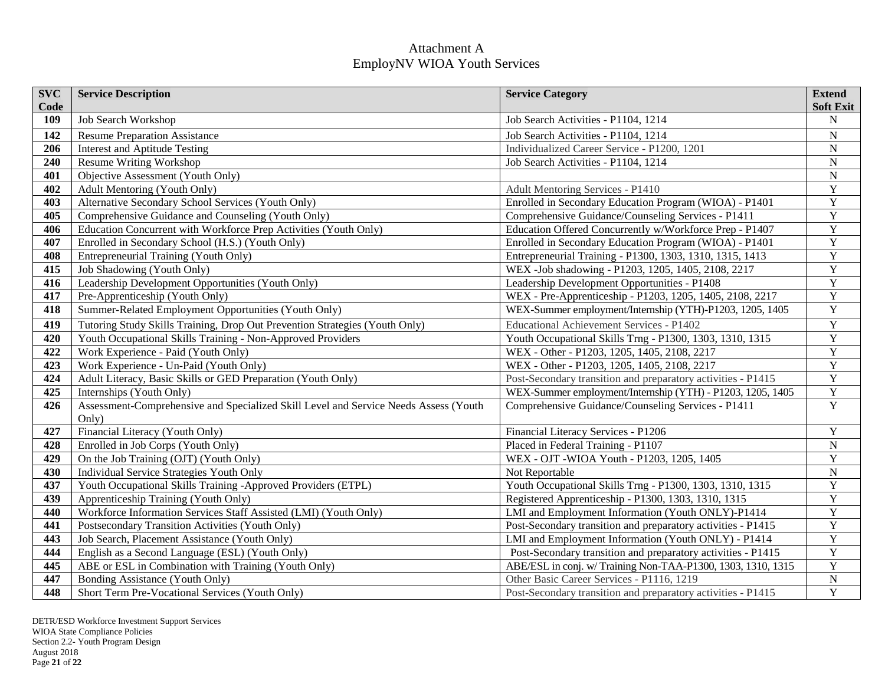# Attachment A
## EmployNV WIOA Youth Services

| SVC Code | Service Description | Service Category | Extend Soft Exit |
|---|---|---|---|
| **109** | Job Search Workshop | Job Search Activities - P1104, 1214 | N |
| **142** | Resume Preparation Assistance | Job Search Activities - P1104, 1214 | N |
| **206** | Interest and Aptitude Testing | Individualized Career Service - P1200, 1201 | N |
| **240** | Resume Writing Workshop | Job Search Activities - P1104, 1214 | N |
| **401** | Objective Assessment (Youth Only) | | N |
| **402** | Adult Mentoring (Youth Only) | Adult Mentoring Services - P1410 | Y |
| **403** | Alternative Secondary School Services (Youth Only) | Enrolled in Secondary Education Program (WIOA) - P1401 | Y |
| **405** | Comprehensive Guidance and Counseling (Youth Only) | Comprehensive Guidance/Counseling Services - P1411 | Y |
| **406** | Education Concurrent with Workforce Prep Activities (Youth Only) | Education Offered Concurrently w/Workforce Prep - P1407 | Y |
| **407** | Enrolled in Secondary School (H.S.) (Youth Only) | Enrolled in Secondary Education Program (WIOA) - P1401 | Y |
| **408** | Entrepreneurial Training (Youth Only) | Entrepreneurial Training - P1300, 1303, 1310, 1315, 1413 | Y |
| **415** | Job Shadowing (Youth Only) | WEX -Job shadowing - P1203, 1205, 1405, 2108, 2217 | Y |
| **416** | Leadership Development Opportunities (Youth Only) | Leadership Development Opportunities - P1408 | Y |
| **417** | Pre-Apprenticeship (Youth Only) | WEX - Pre-Apprenticeship - P1203, 1205, 1405, 2108, 2217 | Y |
| **418** | Summer-Related Employment Opportunities (Youth Only) | WEX-Summer employment/Internship (YTH)-P1203, 1205, 1405 | Y |
| **419** | Tutoring Study Skills Training, Drop Out Prevention Strategies (Youth Only) | Educational Achievement Services - P1402 | Y |
| **420** | Youth Occupational Skills Training - Non-Approved Providers | Youth Occupational Skills Trng - P1300, 1303, 1310, 1315 | Y |
| **422** | Work Experience - Paid (Youth Only) | WEX - Other - P1203, 1205, 1405, 2108, 2217 | Y |
| **423** | Work Experience - Un-Paid (Youth Only) | WEX - Other - P1203, 1205, 1405, 2108, 2217 | Y |
| **424** | Adult Literacy, Basic Skills or GED Preparation (Youth Only) | Post-Secondary transition and preparatory activities - P1415 | Y |
| **425** | Internships (Youth Only) | WEX-Summer employment/Internship (YTH) - P1203, 1205, 1405 | Y |
| **426** | Assessment-Comprehensive and Specialized Skill Level and Service Needs Assess (Youth Only) | Comprehensive Guidance/Counseling Services - P1411 | Y |
| **427** | Financial Literacy (Youth Only) | Financial Literacy Services - P1206 | Y |
| **428** | Enrolled in Job Corps (Youth Only) | Placed in Federal Training - P1107 | N |
| **429** | On the Job Training (OJT) (Youth Only) | WEX - OJT -WIOA Youth - P1203, 1205, 1405 | Y |
| **430** | Individual Service Strategies Youth Only | Not Reportable | N |
| **437** | Youth Occupational Skills Training -Approved Providers (ETPL) | Youth Occupational Skills Trng - P1300, 1303, 1310, 1315 | Y |
| **439** | Apprenticeship Training (Youth Only) | Registered Apprenticeship - P1300, 1303, 1310, 1315 | Y |
| **440** | Workforce Information Services Staff Assisted (LMI) (Youth Only) | LMI and Employment Information (Youth ONLY)-P1414 | Y |
| **441** | Postsecondary Transition Activities (Youth Only) | Post-Secondary transition and preparatory activities - P1415 | Y |
| **443** | Job Search, Placement Assistance (Youth Only) | LMI and Employment Information (Youth ONLY) - P1414 | Y |
| **444** | English as a Second Language (ESL) (Youth Only) | Post-Secondary transition and preparatory activities - P1415 | Y |
| **445** | ABE or ESL in Combination with Training (Youth Only) | ABE/ESL in conj. w/ Training Non-TAA-P1300, 1303, 1310, 1315 | Y |
| **447** | Bonding Assistance (Youth Only) | Other Basic Career Services - P1116, 1219 | N |
| **448** | Short Term Pre-Vocational Services (Youth Only) | Post-Secondary transition and preparatory activities - P1415 | Y |

DETR/ESD Workforce Investment Support Services
WIOA State Compliance Policies
Section 2.2- Youth Program Design
August 2018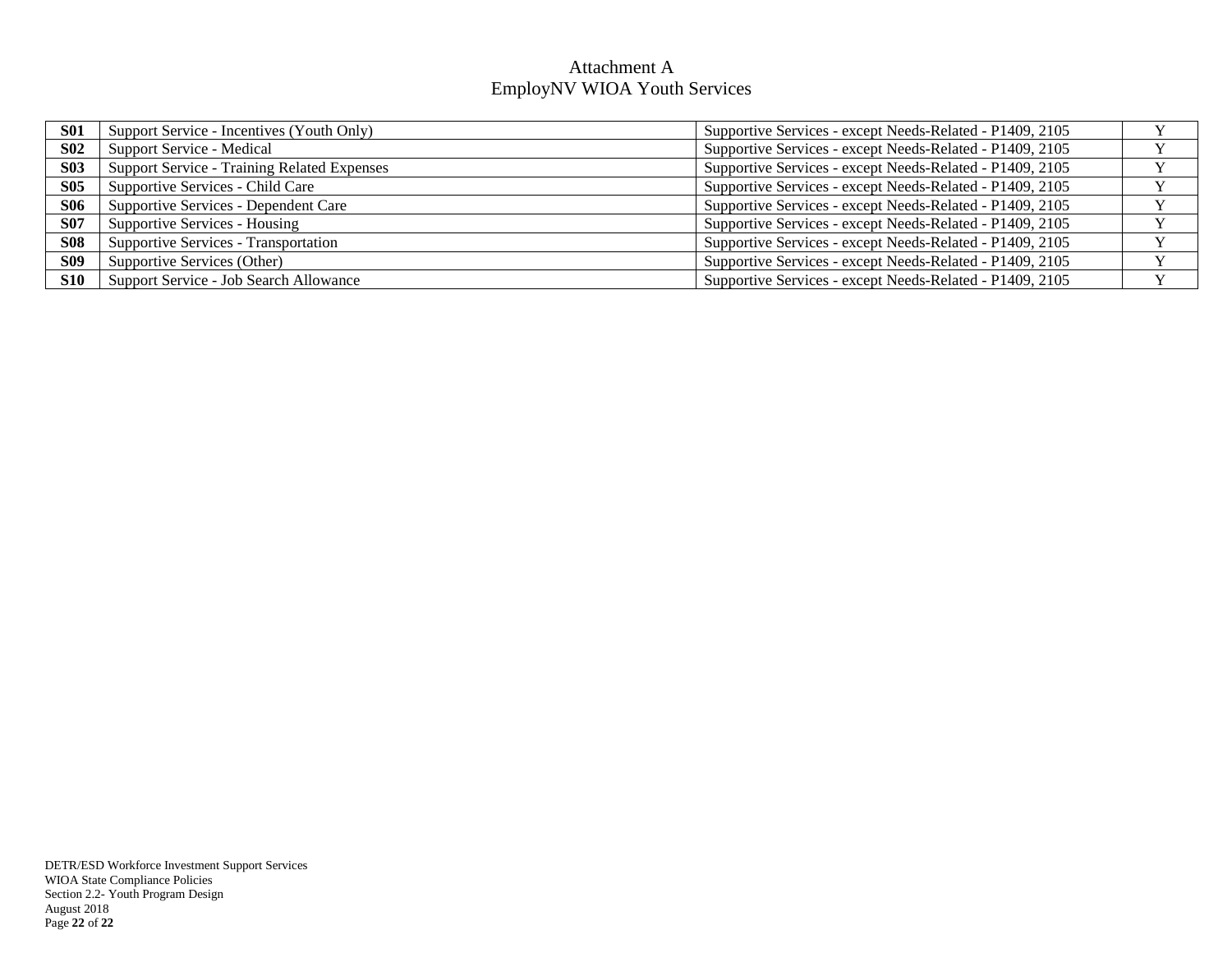# Attachment A
## EmployNV WIOA Youth Services

| | | | |
|---|---|---|---|
| **S01** | Support Service - Incentives (Youth Only) | Supportive Services - except Needs-Related - P1409, 2105 | Y |
| **S02** | Support Service - Medical | Supportive Services - except Needs-Related - P1409, 2105 | Y |
| **S03** | Support Service - Training Related Expenses | Supportive Services - except Needs-Related - P1409, 2105 | Y |
| **S05** | Supportive Services - Child Care | Supportive Services - except Needs-Related - P1409, 2105 | Y |
| **S06** | Supportive Services - Dependent Care | Supportive Services - except Needs-Related - P1409, 2105 | Y |
| **S07** | Supportive Services - Housing | Supportive Services - except Needs-Related - P1409, 2105 | Y |
| **S08** | Supportive Services - Transportation | Supportive Services - except Needs-Related - P1409, 2105 | Y |
| **S09** | Supportive Services (Other) | Supportive Services - except Needs-Related - P1409, 2105 | Y |
| **S10** | Support Service - Job Search Allowance | Supportive Services - except Needs-Related - P1409, 2105 | Y |